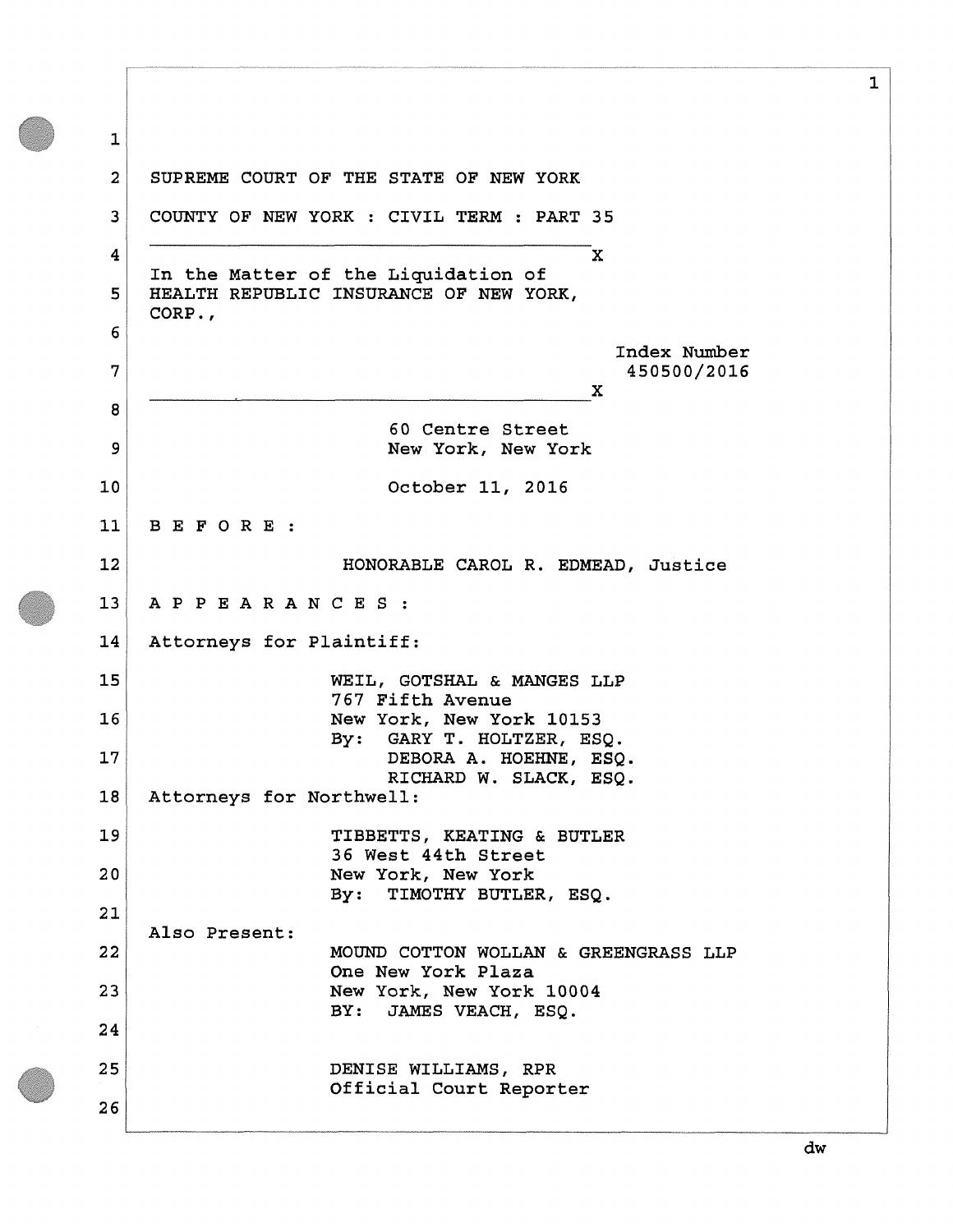SUPREME COURT OF THE STATE OF NEW YORK

COUNTY OF NEW YORK : CIVIL TERM : PART 35

---

In the Matter of the Liquidation of
HEALTH REPUBLIC INSURANCE OF NEW YORK, CORP.,

Index Number
450500/2016

---

60 Centre Street
New York, New York

October 11, 2016

B E F O R E :

HONORABLE CAROL R. EDMEAD, Justice

A P P E A R A N C E S :

Attorneys for Plaintiff:

WEIL, GOTSHAL & MANGES LLP
767 Fifth Avenue
New York, New York 10153
By: GARY T. HOLTZER, ESQ.
DEBORA A. HOEHNE, ESQ.
RICHARD W. SLACK, ESQ.

Attorneys for Northwell:

TIBBETTS, KEATING & BUTLER
36 West 44th Street
New York, New York
By: TIMOTHY BUTLER, ESQ.

Also Present:

MOUND COTTON WOLLAN & GREENGRASS LLP
One New York Plaza
New York, New York 10004
BY: JAMES VEACH, ESQ.

DENISE WILLIAMS, RPR
Official Court Reporter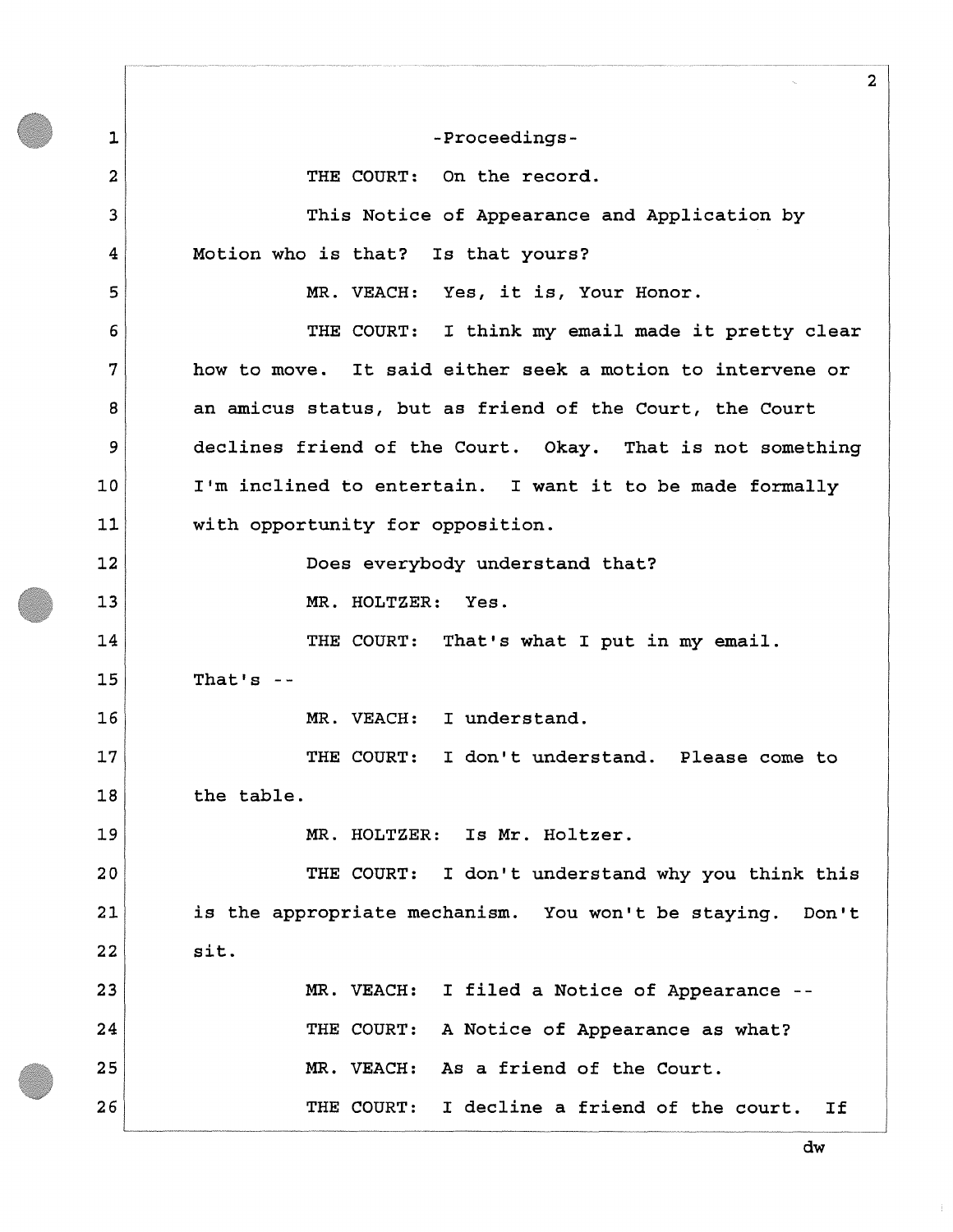-Proceedings-

THE COURT: On the record.

This Notice of Appearance and Application by Motion who is that? Is that yours?

MR. VEACH: Yes, it is, Your Honor.

THE COURT: I think my email made it pretty clear how to move. It said either seek a motion to intervene or an amicus status, but as friend of the Court, the Court declines friend of the Court. Okay. That is not something I'm inclined to entertain. I want it to be made formally with opportunity for opposition.

Does everybody understand that?

MR. HOLTZER: Yes.

THE COURT: That's what I put in my email. That's --

MR. VEACH: I understand.

THE COURT: I don't understand. Please come to the table.

MR. HOLTZER: Is Mr. Holtzer.

THE COURT: I don't understand why you think this is the appropriate mechanism. You won't be staying. Don't sit.

MR. VEACH: I filed a Notice of Appearance --

THE COURT: A Notice of Appearance as what?

MR. VEACH: As a friend of the Court.

THE COURT: I decline a friend of the court. If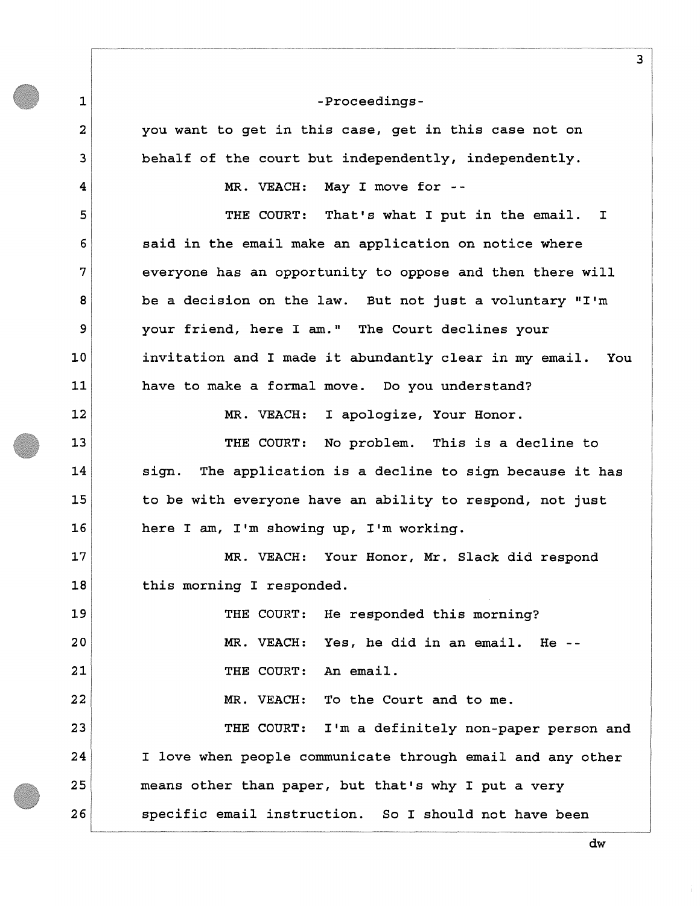-Proceedings-

you want to get in this case, get in this case not on behalf of the court but independently, independently.

MR. VEACH: May I move for --

THE COURT: That's what I put in the email. I said in the email make an application on notice where everyone has an opportunity to oppose and then there will be a decision on the law. But not just a voluntary "I'm your friend, here I am." The Court declines your invitation and I made it abundantly clear in my email. You have to make a formal move. Do you understand?

MR. VEACH: I apologize, Your Honor.

THE COURT: No problem. This is a decline to sign. The application is a decline to sign because it has to be with everyone have an ability to respond, not just here I am, I'm showing up, I'm working.

MR. VEACH: Your Honor, Mr. Slack did respond this morning I responded.

THE COURT: He responded this morning?

MR. VEACH: Yes, he did in an email. He --

THE COURT: An email.

MR. VEACH: To the Court and to me.

THE COURT: I'm a definitely non-paper person and I love when people communicate through email and any other means other than paper, but that's why I put a very specific email instruction. So I should not have been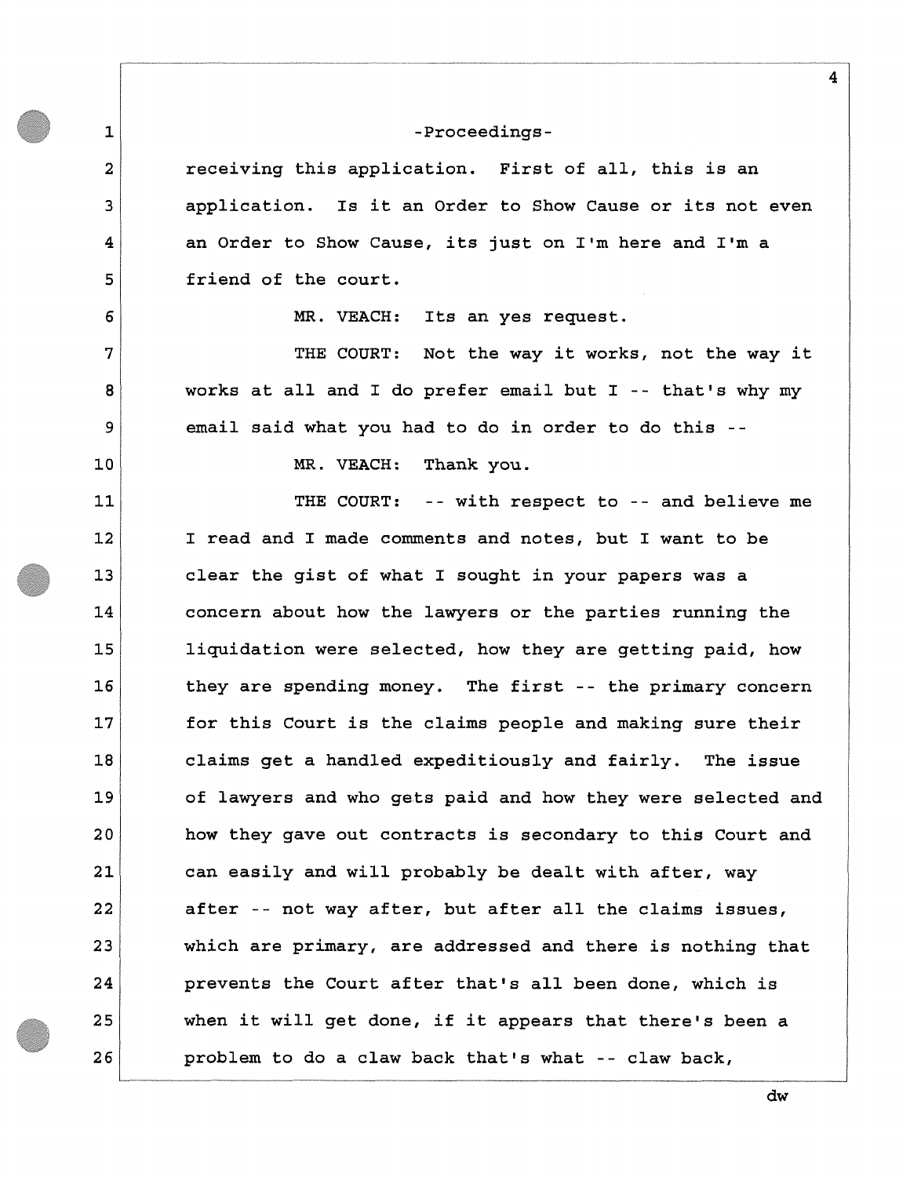-Proceedings-

receiving this application. First of all, this is an application. Is it an Order to Show Cause or its not even an Order to Show Cause, its just on I'm here and I'm a friend of the court.

MR. VEACH: Its an yes request.

THE COURT: Not the way it works, not the way it works at all and I do prefer email but I -- that's why my email said what you had to do in order to do this --

MR. VEACH: Thank you.

THE COURT: -- with respect to -- and believe me I read and I made comments and notes, but I want to be clear the gist of what I sought in your papers was a concern about how the lawyers or the parties running the liquidation were selected, how they are getting paid, how they are spending money. The first -- the primary concern for this Court is the claims people and making sure their claims get a handled expeditiously and fairly. The issue of lawyers and who gets paid and how they were selected and how they gave out contracts is secondary to this Court and can easily and will probably be dealt with after, way after -- not way after, but after all the claims issues, which are primary, are addressed and there is nothing that prevents the Court after that's all been done, which is when it will get done, if it appears that there's been a problem to do a claw back that's what -- claw back,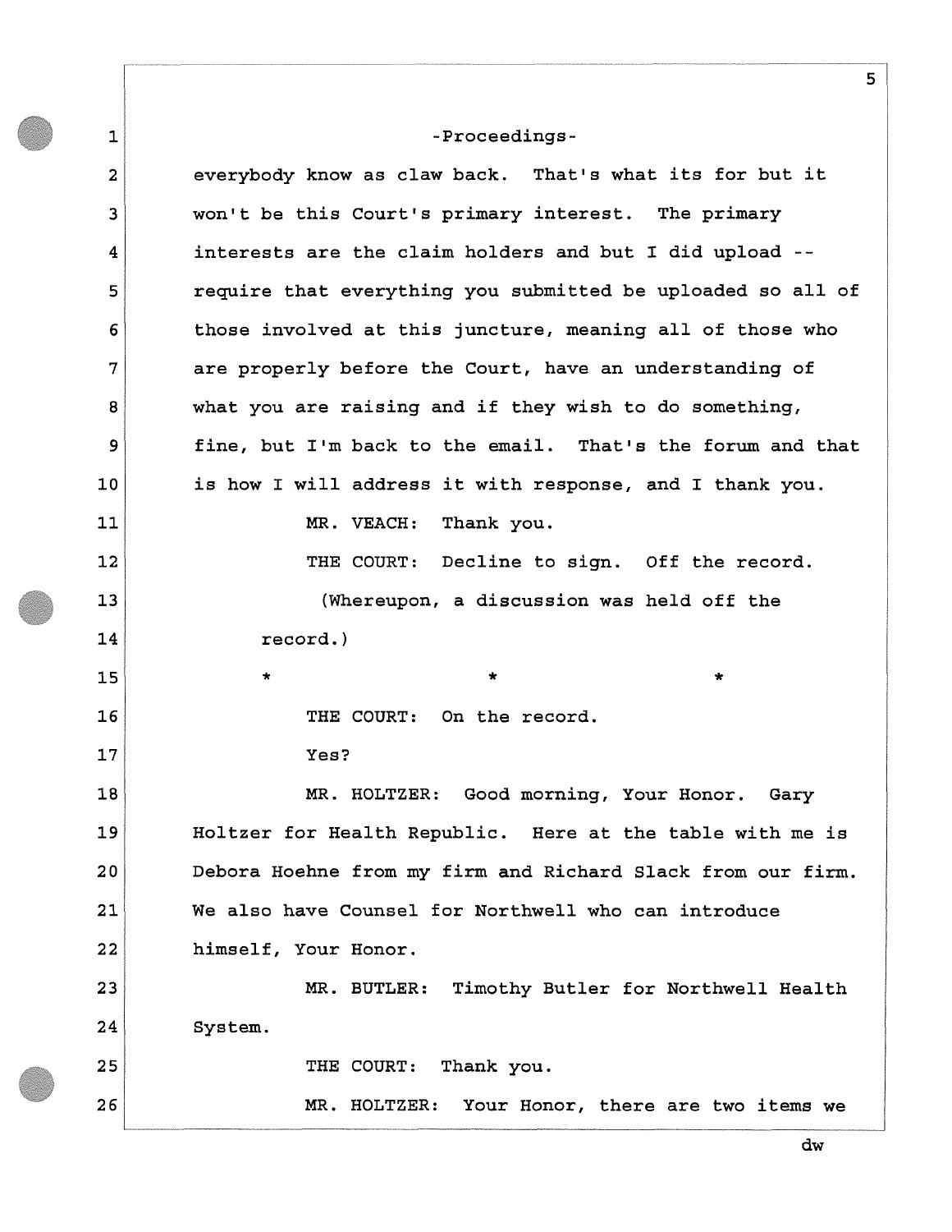-Proceedings-

everybody know as claw back. That's what its for but it won't be this Court's primary interest. The primary interests are the claim holders and but I did upload -- require that everything you submitted be uploaded so all of those involved at this juncture, meaning all of those who are properly before the Court, have an understanding of what you are raising and if they wish to do something, fine, but I'm back to the email. That's the forum and that is how I will address it with response, and I thank you.

MR. VEACH: Thank you.

THE COURT: Decline to sign. Off the record.

(Whereupon, a discussion was held off the record.)

\*　　　　\*　　　　\*

THE COURT: On the record.

Yes?

MR. HOLTZER: Good morning, Your Honor. Gary Holtzer for Health Republic. Here at the table with me is Debora Hoehne from my firm and Richard Slack from our firm. We also have Counsel for Northwell who can introduce himself, Your Honor.

MR. BUTLER: Timothy Butler for Northwell Health System.

THE COURT: Thank you.

MR. HOLTZER: Your Honor, there are two items we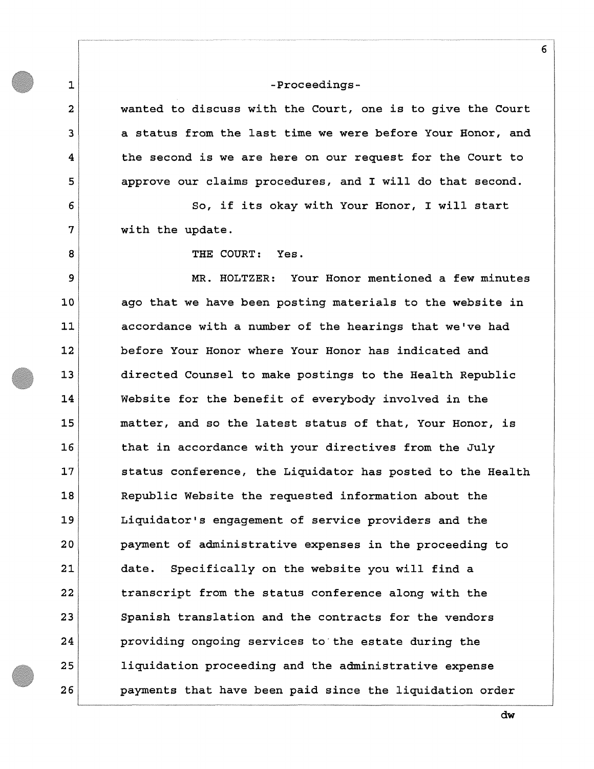-Proceedings-

wanted to discuss with the Court, one is to give the Court a status from the last time we were before Your Honor, and the second is we are here on our request for the Court to approve our claims procedures, and I will do that second.

So, if its okay with Your Honor, I will start with the update.

THE COURT: Yes.

MR. HOLTZER: Your Honor mentioned a few minutes ago that we have been posting materials to the website in accordance with a number of the hearings that we've had before Your Honor where Your Honor has indicated and directed Counsel to make postings to the Health Republic Website for the benefit of everybody involved in the matter, and so the latest status of that, Your Honor, is that in accordance with your directives from the July status conference, the Liquidator has posted to the Health Republic Website the requested information about the Liquidator's engagement of service providers and the payment of administrative expenses in the proceeding to date. Specifically on the website you will find a transcript from the status conference along with the Spanish translation and the contracts for the vendors providing ongoing services to the estate during the liquidation proceeding and the administrative expense payments that have been paid since the liquidation order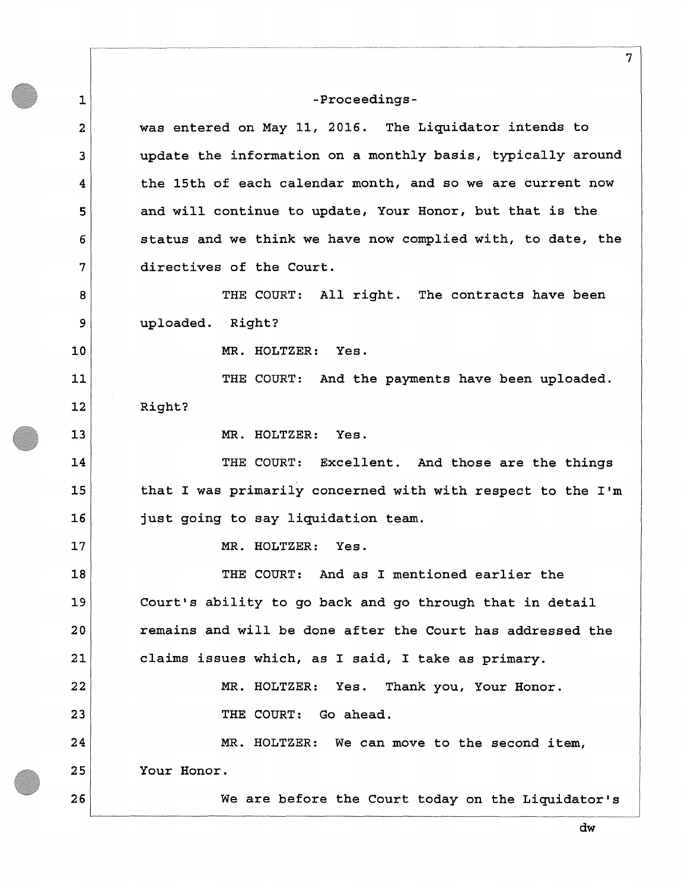-Proceedings-

was entered on May 11, 2016. The Liquidator intends to update the information on a monthly basis, typically around the 15th of each calendar month, and so we are current now and will continue to update, Your Honor, but that is the status and we think we have now complied with, to date, the directives of the Court.

THE COURT: All right. The contracts have been uploaded. Right?

MR. HOLTZER: Yes.

THE COURT: And the payments have been uploaded. Right?

MR. HOLTZER: Yes.

THE COURT: Excellent. And those are the things that I was primarily concerned with with respect to the I'm just going to say liquidation team.

MR. HOLTZER: Yes.

THE COURT: And as I mentioned earlier the Court's ability to go back and go through that in detail remains and will be done after the Court has addressed the claims issues which, as I said, I take as primary.

MR. HOLTZER: Yes. Thank you, Your Honor.

THE COURT: Go ahead.

MR. HOLTZER: We can move to the second item, Your Honor.

We are before the Court today on the Liquidator's

dw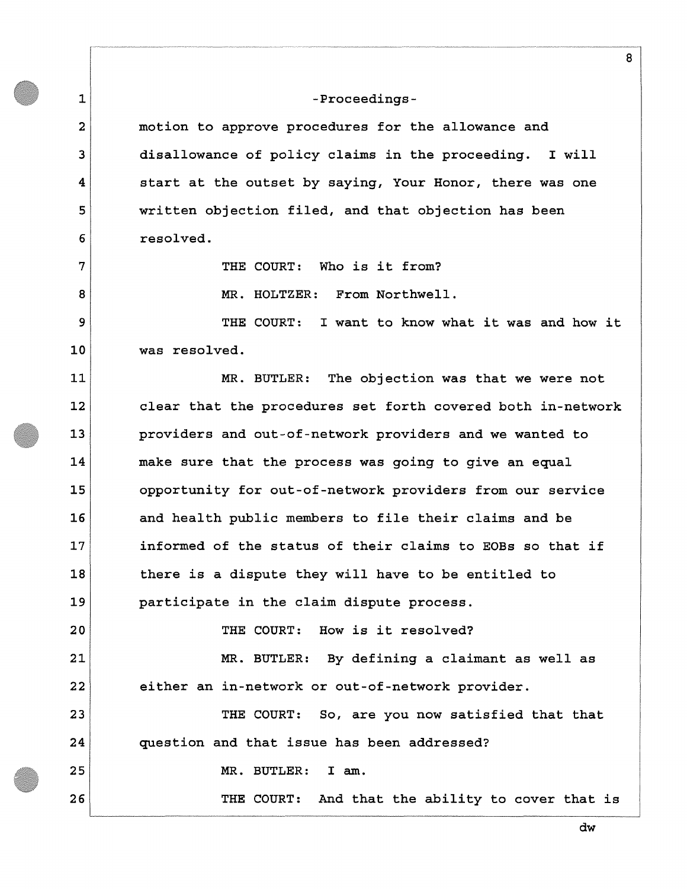-Proceedings-

motion to approve procedures for the allowance and disallowance of policy claims in the proceeding. I will start at the outset by saying, Your Honor, there was one written objection filed, and that objection has been resolved.

THE COURT: Who is it from?

MR. HOLTZER: From Northwell.

THE COURT: I want to know what it was and how it was resolved.

MR. BUTLER: The objection was that we were not clear that the procedures set forth covered both in-network providers and out-of-network providers and we wanted to make sure that the process was going to give an equal opportunity for out-of-network providers from our service and health public members to file their claims and be informed of the status of their claims to EOBs so that if there is a dispute they will have to be entitled to participate in the claim dispute process.

THE COURT: How is it resolved?

MR. BUTLER: By defining a claimant as well as either an in-network or out-of-network provider.

THE COURT: So, are you now satisfied that that question and that issue has been addressed?

MR. BUTLER: I am.

THE COURT: And that the ability to cover that is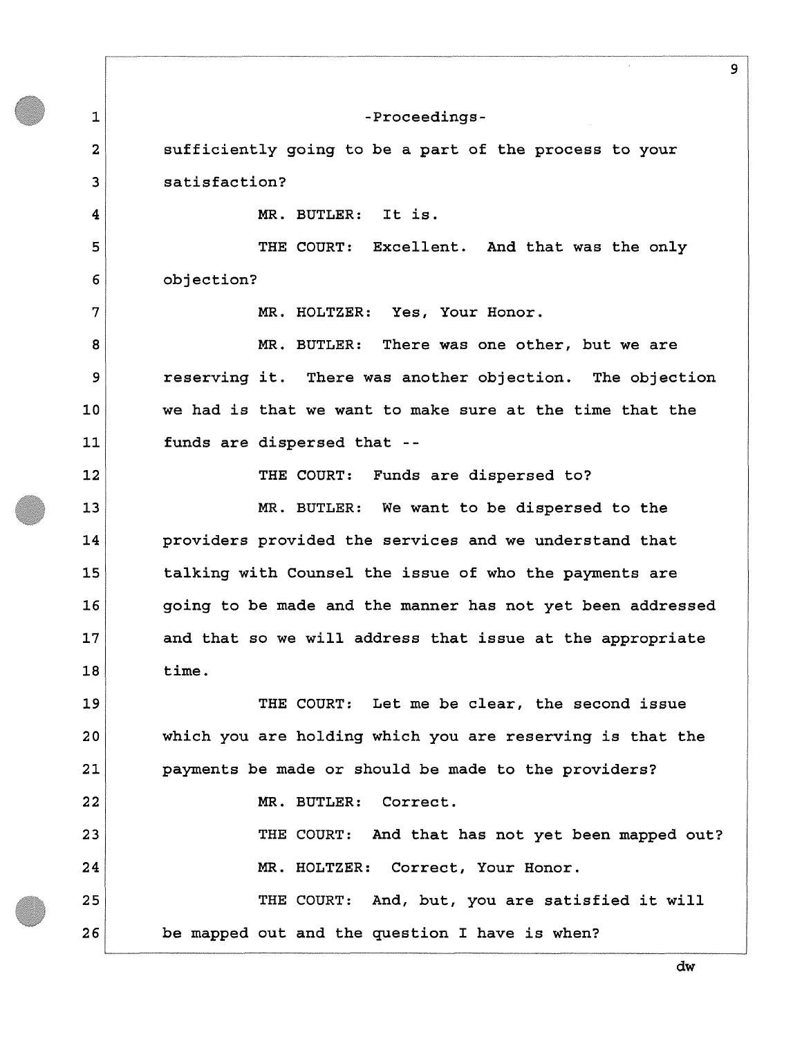-Proceedings-

sufficiently going to be a part of the process to your satisfaction?

MR. BUTLER: It is.

THE COURT: Excellent. And that was the only objection?

MR. HOLTZER: Yes, Your Honor.

MR. BUTLER: There was one other, but we are reserving it. There was another objection. The objection we had is that we want to make sure at the time that the funds are dispersed that --

THE COURT: Funds are dispersed to?

MR. BUTLER: We want to be dispersed to the providers provided the services and we understand that talking with Counsel the issue of who the payments are going to be made and the manner has not yet been addressed and that so we will address that issue at the appropriate time.

THE COURT: Let me be clear, the second issue which you are holding which you are reserving is that the payments be made or should be made to the providers?

MR. BUTLER: Correct.

THE COURT: And that has not yet been mapped out?

MR. HOLTZER: Correct, Your Honor.

THE COURT: And, but, you are satisfied it will be mapped out and the question I have is when?

dw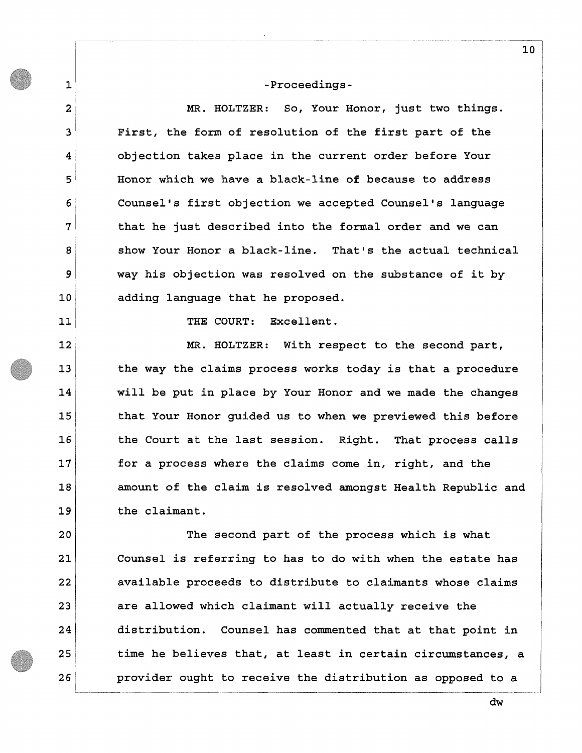-Proceedings-

MR. HOLTZER: So, Your Honor, just two things. First, the form of resolution of the first part of the objection takes place in the current order before Your Honor which we have a black-line of because to address Counsel's first objection we accepted Counsel's language that he just described into the formal order and we can show Your Honor a black-line. That's the actual technical way his objection was resolved on the substance of it by adding language that he proposed.

THE COURT: Excellent.

MR. HOLTZER: With respect to the second part, the way the claims process works today is that a procedure will be put in place by Your Honor and we made the changes that Your Honor guided us to when we previewed this before the Court at the last session. Right. That process calls for a process where the claims come in, right, and the amount of the claim is resolved amongst Health Republic and the claimant.

The second part of the process which is what Counsel is referring to has to do with when the estate has available proceeds to distribute to claimants whose claims are allowed which claimant will actually receive the distribution. Counsel has commented that at that point in time he believes that, at least in certain circumstances, a provider ought to receive the distribution as opposed to a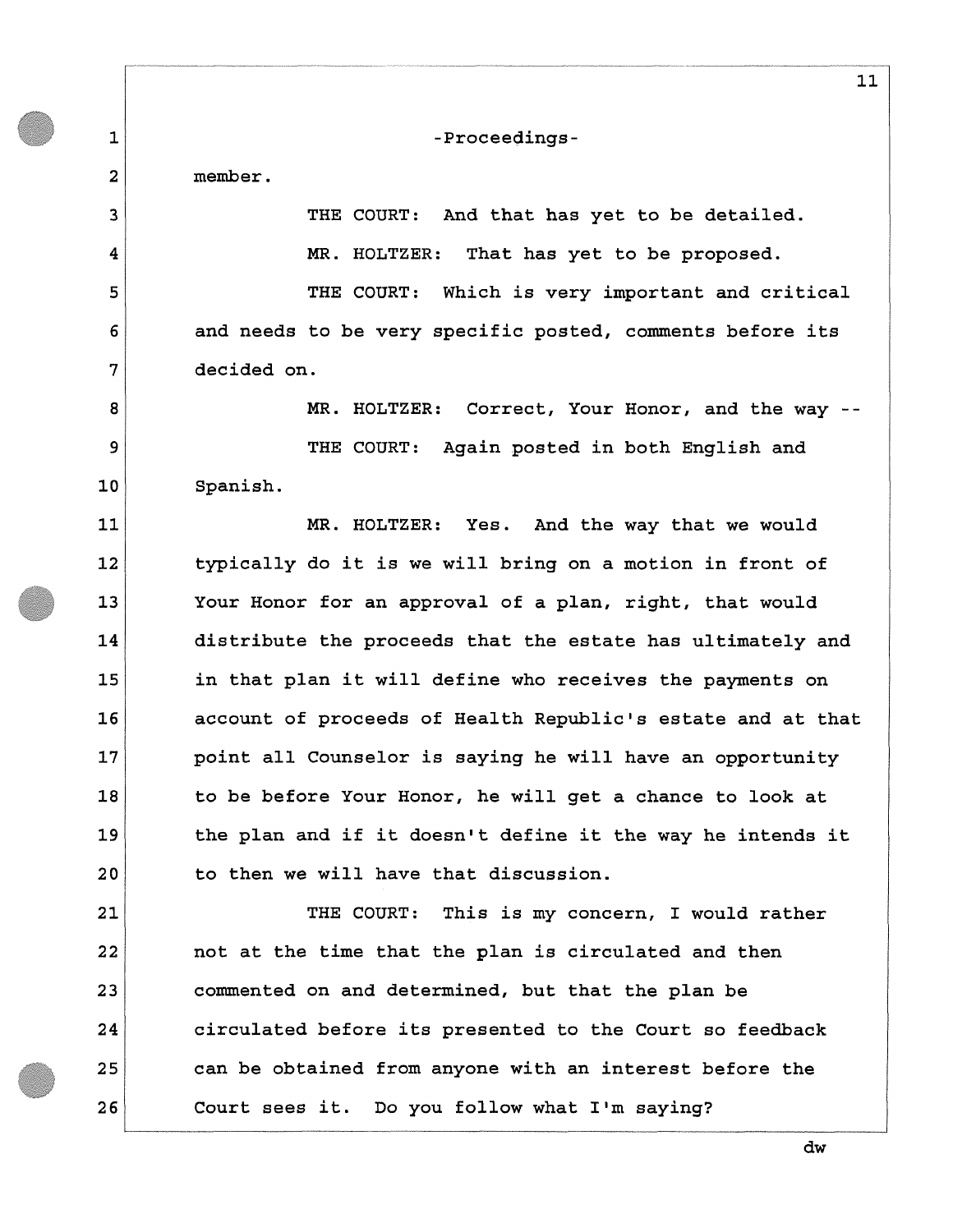-Proceedings-

member.

THE COURT: And that has yet to be detailed.

MR. HOLTZER: That has yet to be proposed.

THE COURT: Which is very important and critical and needs to be very specific posted, comments before its decided on.

MR. HOLTZER: Correct, Your Honor, and the way --

THE COURT: Again posted in both English and Spanish.

MR. HOLTZER: Yes. And the way that we would typically do it is we will bring on a motion in front of Your Honor for an approval of a plan, right, that would distribute the proceeds that the estate has ultimately and in that plan it will define who receives the payments on account of proceeds of Health Republic's estate and at that point all Counselor is saying he will have an opportunity to be before Your Honor, he will get a chance to look at the plan and if it doesn't define it the way he intends it to then we will have that discussion.

THE COURT: This is my concern, I would rather not at the time that the plan is circulated and then commented on and determined, but that the plan be circulated before its presented to the Court so feedback can be obtained from anyone with an interest before the Court sees it. Do you follow what I'm saying?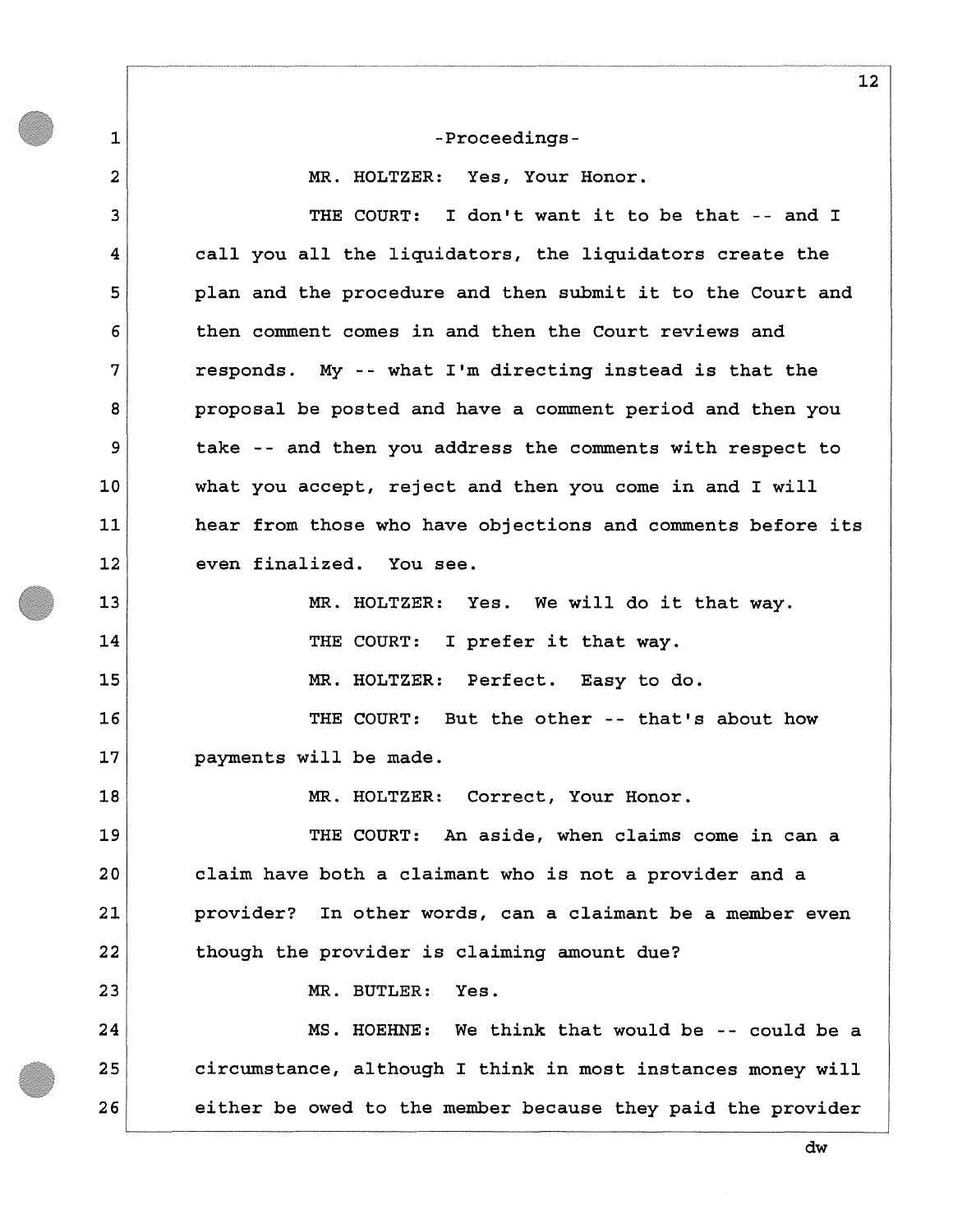-Proceedings-

MR. HOLTZER: Yes, Your Honor.

THE COURT: I don't want it to be that -- and I call you all the liquidators, the liquidators create the plan and the procedure and then submit it to the Court and then comment comes in and then the Court reviews and responds. My -- what I'm directing instead is that the proposal be posted and have a comment period and then you take -- and then you address the comments with respect to what you accept, reject and then you come in and I will hear from those who have objections and comments before its even finalized. You see.

MR. HOLTZER: Yes. We will do it that way.

THE COURT: I prefer it that way.

MR. HOLTZER: Perfect. Easy to do.

THE COURT: But the other -- that's about how payments will be made.

MR. HOLTZER: Correct, Your Honor.

THE COURT: An aside, when claims come in can a claim have both a claimant who is not a provider and a provider? In other words, can a claimant be a member even though the provider is claiming amount due?

MR. BUTLER: Yes.

MS. HOEHNE: We think that would be -- could be a circumstance, although I think in most instances money will either be owed to the member because they paid the provider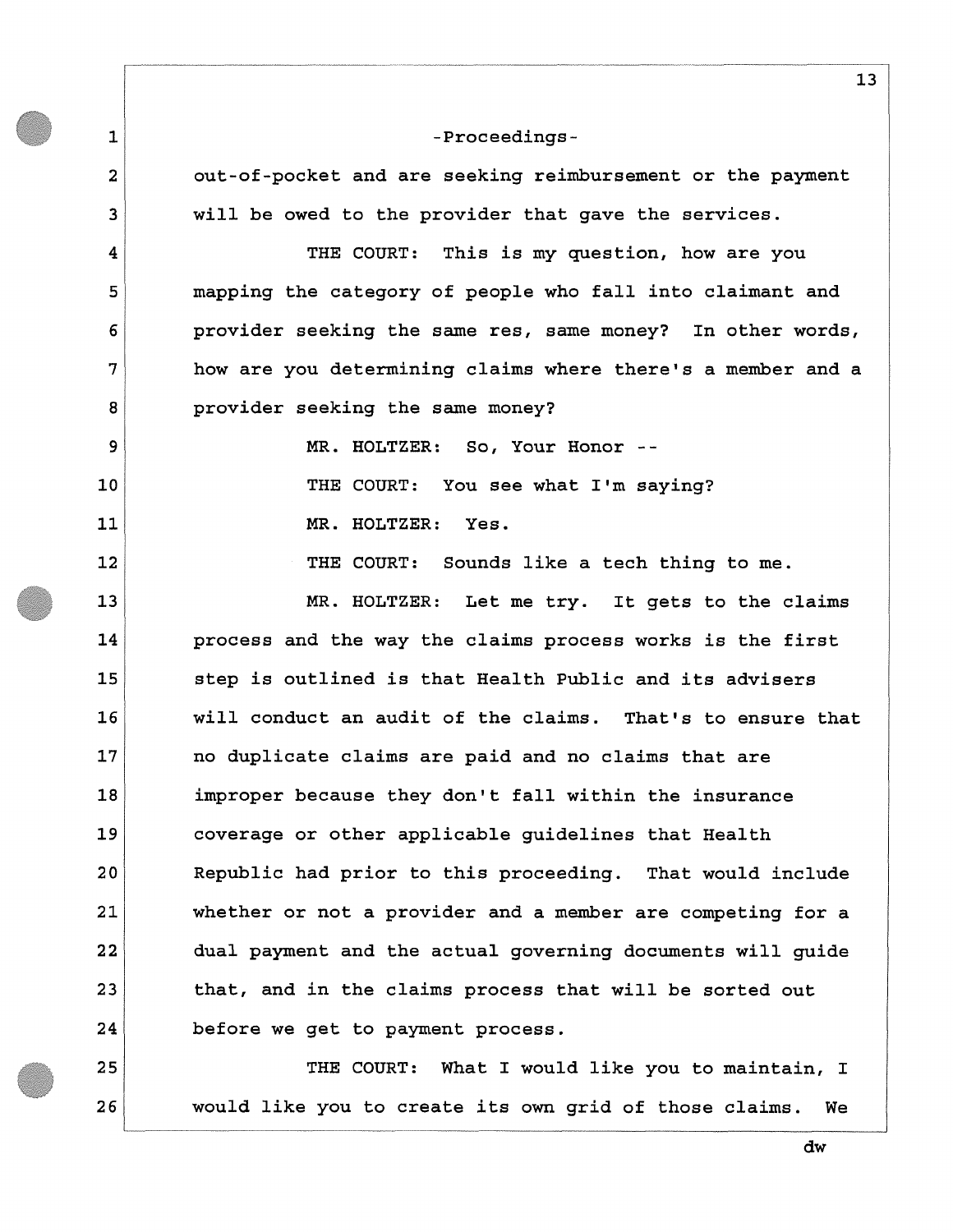-Proceedings-

out-of-pocket and are seeking reimbursement or the payment will be owed to the provider that gave the services.

THE COURT: This is my question, how are you mapping the category of people who fall into claimant and provider seeking the same res, same money? In other words, how are you determining claims where there's a member and a provider seeking the same money?

MR. HOLTZER: So, Your Honor --

THE COURT: You see what I'm saying?

MR. HOLTZER: Yes.

THE COURT: Sounds like a tech thing to me.

MR. HOLTZER: Let me try. It gets to the claims process and the way the claims process works is the first step is outlined is that Health Public and its advisers will conduct an audit of the claims. That's to ensure that no duplicate claims are paid and no claims that are improper because they don't fall within the insurance coverage or other applicable guidelines that Health Republic had prior to this proceeding. That would include whether or not a provider and a member are competing for a dual payment and the actual governing documents will guide that, and in the claims process that will be sorted out before we get to payment process.

THE COURT: What I would like you to maintain, I would like you to create its own grid of those claims. We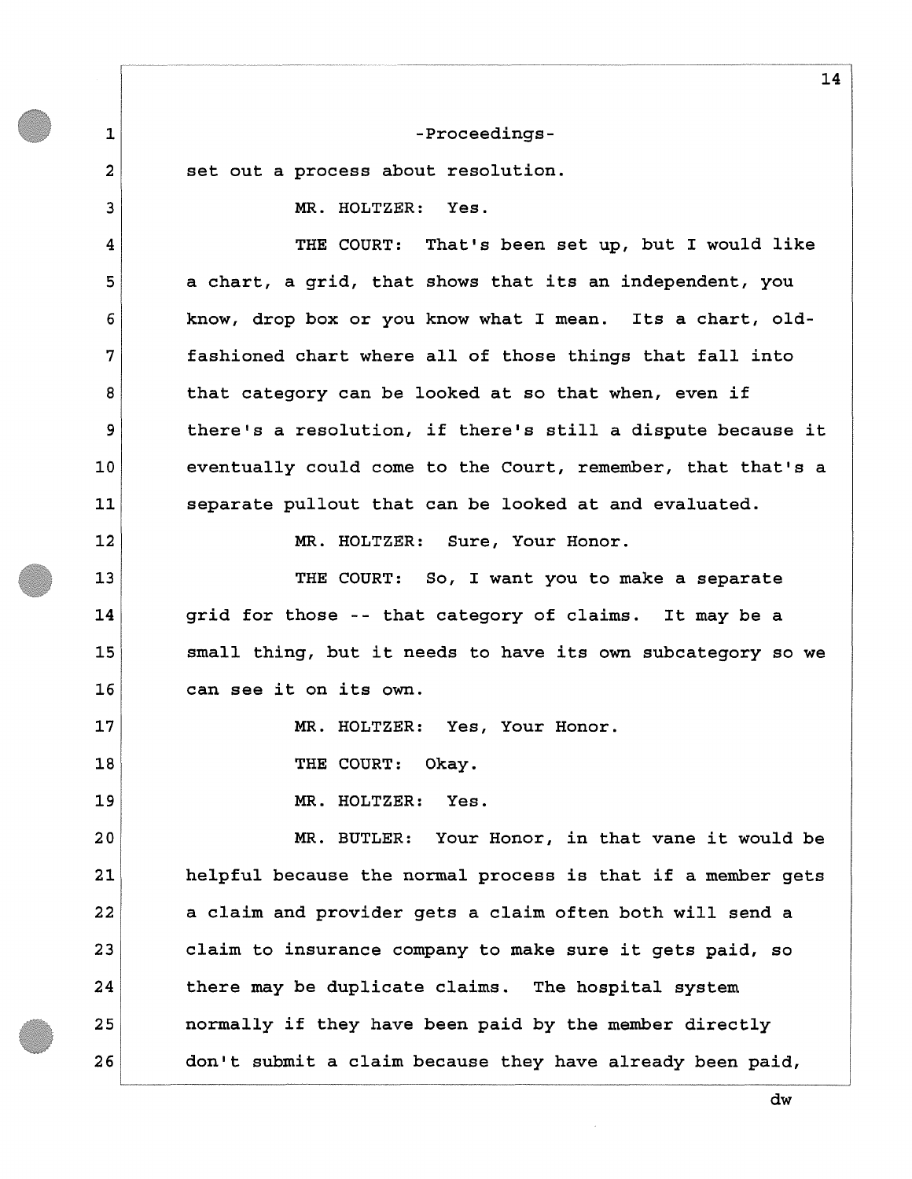-Proceedings-

set out a process about resolution.

MR. HOLTZER: Yes.

THE COURT: That's been set up, but I would like a chart, a grid, that shows that its an independent, you know, drop box or you know what I mean. Its a chart, old-fashioned chart where all of those things that fall into that category can be looked at so that when, even if there's a resolution, if there's still a dispute because it eventually could come to the Court, remember, that that's a separate pullout that can be looked at and evaluated.

MR. HOLTZER: Sure, Your Honor.

THE COURT: So, I want you to make a separate grid for those -- that category of claims. It may be a small thing, but it needs to have its own subcategory so we can see it on its own.

MR. HOLTZER: Yes, Your Honor.

THE COURT: Okay.

MR. HOLTZER: Yes.

MR. BUTLER: Your Honor, in that vane it would be helpful because the normal process is that if a member gets a claim and provider gets a claim often both will send a claim to insurance company to make sure it gets paid, so there may be duplicate claims. The hospital system normally if they have been paid by the member directly don't submit a claim because they have already been paid,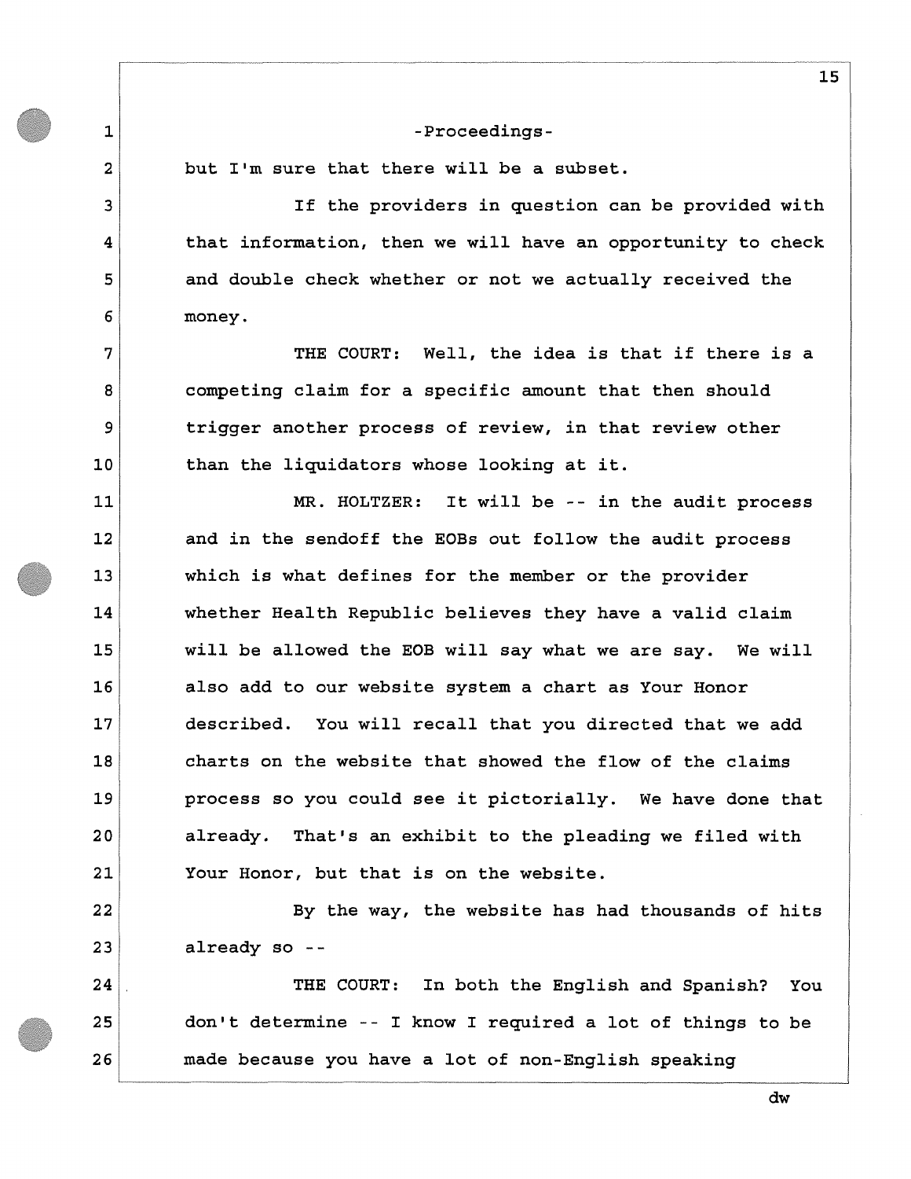-Proceedings-

but I'm sure that there will be a subset.

If the providers in question can be provided with that information, then we will have an opportunity to check and double check whether or not we actually received the money.

THE COURT: Well, the idea is that if there is a competing claim for a specific amount that then should trigger another process of review, in that review other than the liquidators whose looking at it.

MR. HOLTZER: It will be -- in the audit process and in the sendoff the EOBs out follow the audit process which is what defines for the member or the provider whether Health Republic believes they have a valid claim will be allowed the EOB will say what we are say. We will also add to our website system a chart as Your Honor described. You will recall that you directed that we add charts on the website that showed the flow of the claims process so you could see it pictorially. We have done that already. That's an exhibit to the pleading we filed with Your Honor, but that is on the website.

By the way, the website has had thousands of hits already so --

THE COURT: In both the English and Spanish? You don't determine -- I know I required a lot of things to be made because you have a lot of non-English speaking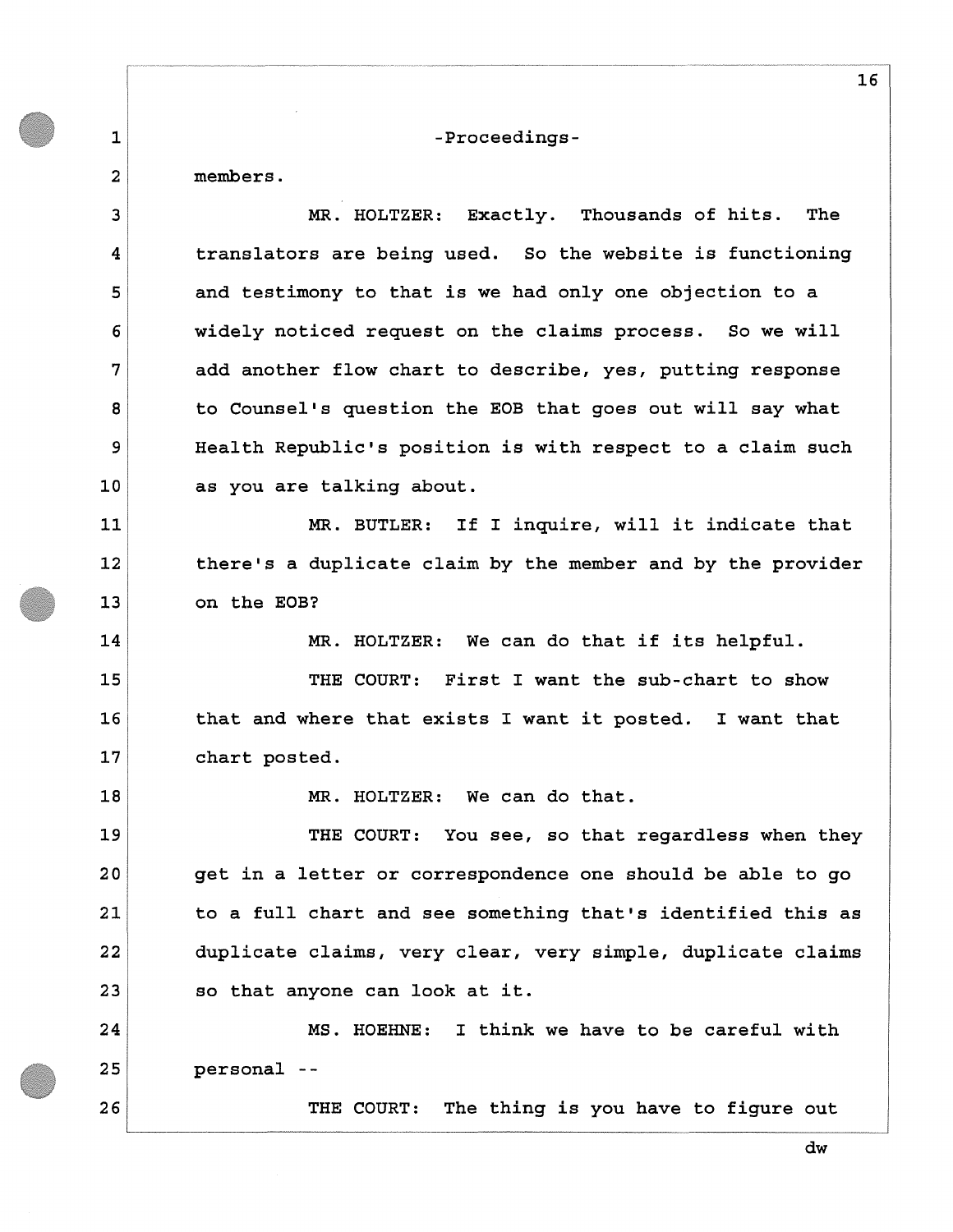-Proceedings-

members.

MR. HOLTZER: Exactly. Thousands of hits. The translators are being used. So the website is functioning and testimony to that is we had only one objection to a widely noticed request on the claims process. So we will add another flow chart to describe, yes, putting response to Counsel's question the EOB that goes out will say what Health Republic's position is with respect to a claim such as you are talking about.

MR. BUTLER: If I inquire, will it indicate that there's a duplicate claim by the member and by the provider on the EOB?

MR. HOLTZER: We can do that if its helpful.

THE COURT: First I want the sub-chart to show that and where that exists I want it posted. I want that chart posted.

MR. HOLTZER: We can do that.

THE COURT: You see, so that regardless when they get in a letter or correspondence one should be able to go to a full chart and see something that's identified this as duplicate claims, very clear, very simple, duplicate claims so that anyone can look at it.

MS. HOEHNE: I think we have to be careful with personal --

THE COURT: The thing is you have to figure out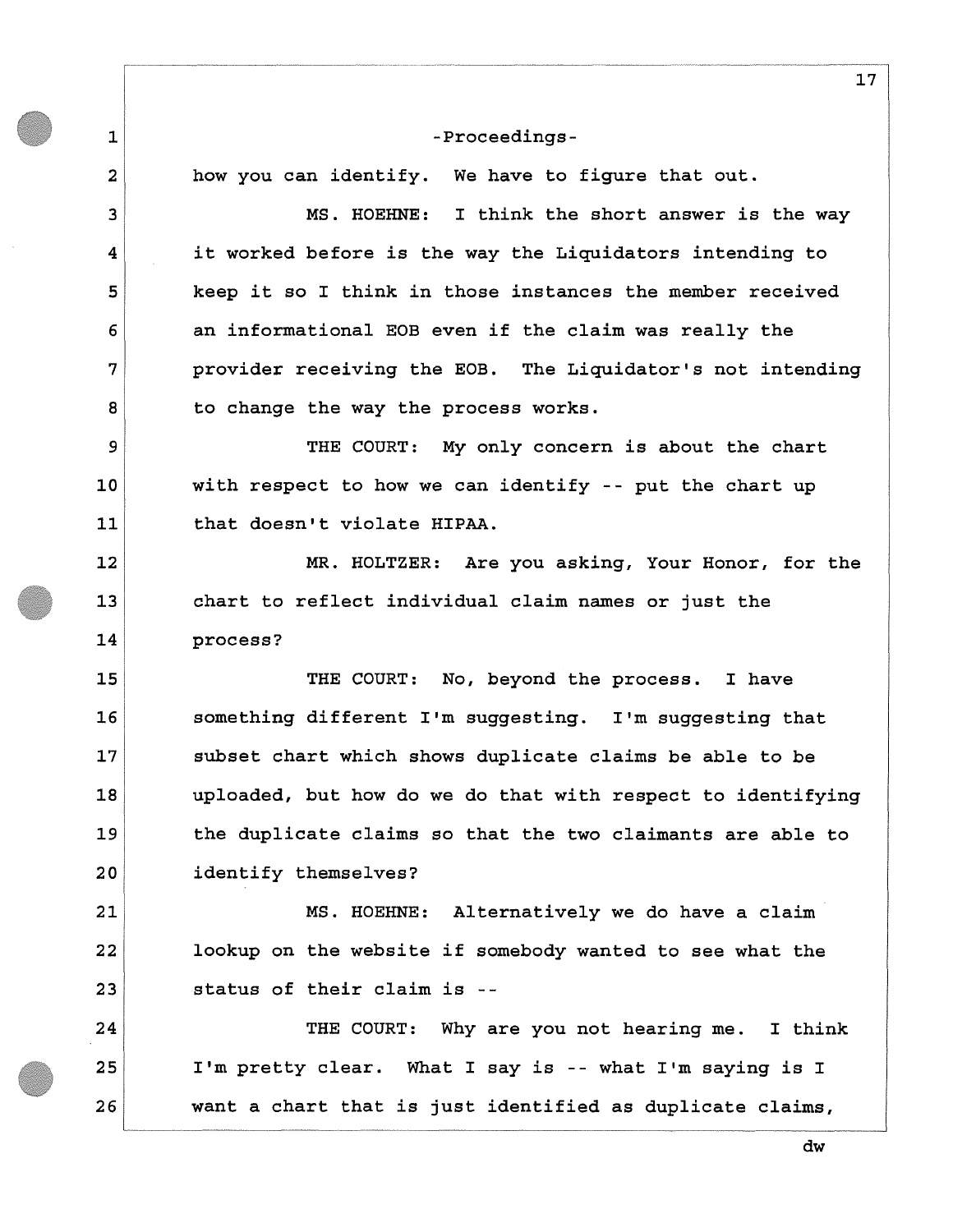-Proceedings-

how you can identify. We have to figure that out.

MS. HOEHNE: I think the short answer is the way it worked before is the way the Liquidators intending to keep it so I think in those instances the member received an informational EOB even if the claim was really the provider receiving the EOB. The Liquidator's not intending to change the way the process works.

THE COURT: My only concern is about the chart with respect to how we can identify -- put the chart up that doesn't violate HIPAA.

MR. HOLTZER: Are you asking, Your Honor, for the chart to reflect individual claim names or just the process?

THE COURT: No, beyond the process. I have something different I'm suggesting. I'm suggesting that subset chart which shows duplicate claims be able to be uploaded, but how do we do that with respect to identifying the duplicate claims so that the two claimants are able to identify themselves?

MS. HOEHNE: Alternatively we do have a claim lookup on the website if somebody wanted to see what the status of their claim is --

THE COURT: Why are you not hearing me. I think I'm pretty clear. What I say is -- what I'm saying is I want a chart that is just identified as duplicate claims,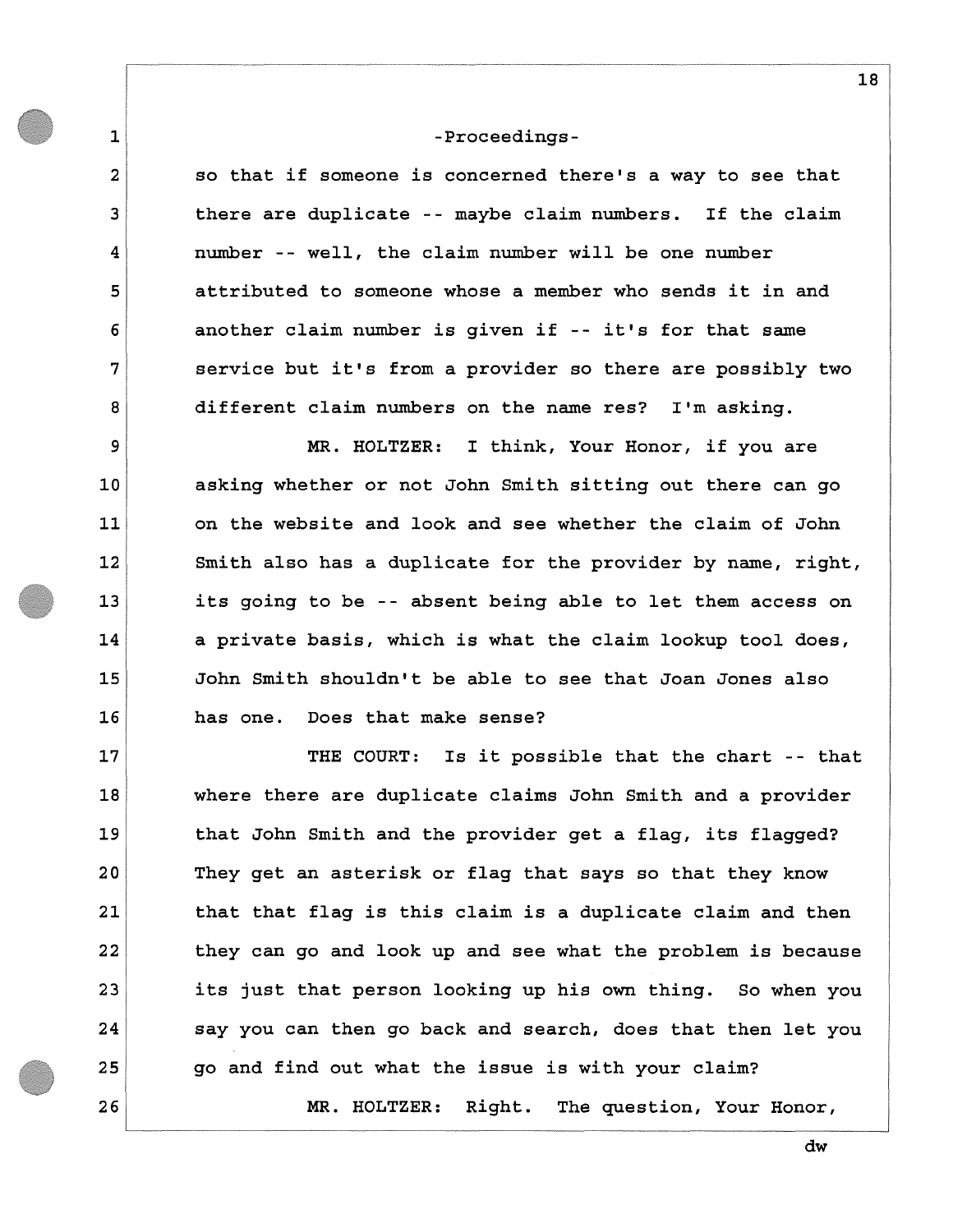-Proceedings-

so that if someone is concerned there's a way to see that there are duplicate -- maybe claim numbers. If the claim number -- well, the claim number will be one number attributed to someone whose a member who sends it in and another claim number is given if -- it's for that same service but it's from a provider so there are possibly two different claim numbers on the name res? I'm asking.

MR. HOLTZER: I think, Your Honor, if you are asking whether or not John Smith sitting out there can go on the website and look and see whether the claim of John Smith also has a duplicate for the provider by name, right, its going to be -- absent being able to let them access on a private basis, which is what the claim lookup tool does, John Smith shouldn't be able to see that Joan Jones also has one. Does that make sense?

THE COURT: Is it possible that the chart -- that where there are duplicate claims John Smith and a provider that John Smith and the provider get a flag, its flagged? They get an asterisk or flag that says so that they know that that flag is this claim is a duplicate claim and then they can go and look up and see what the problem is because its just that person looking up his own thing. So when you say you can then go back and search, does that then let you go and find out what the issue is with your claim?

MR. HOLTZER: Right. The question, Your Honor,

dw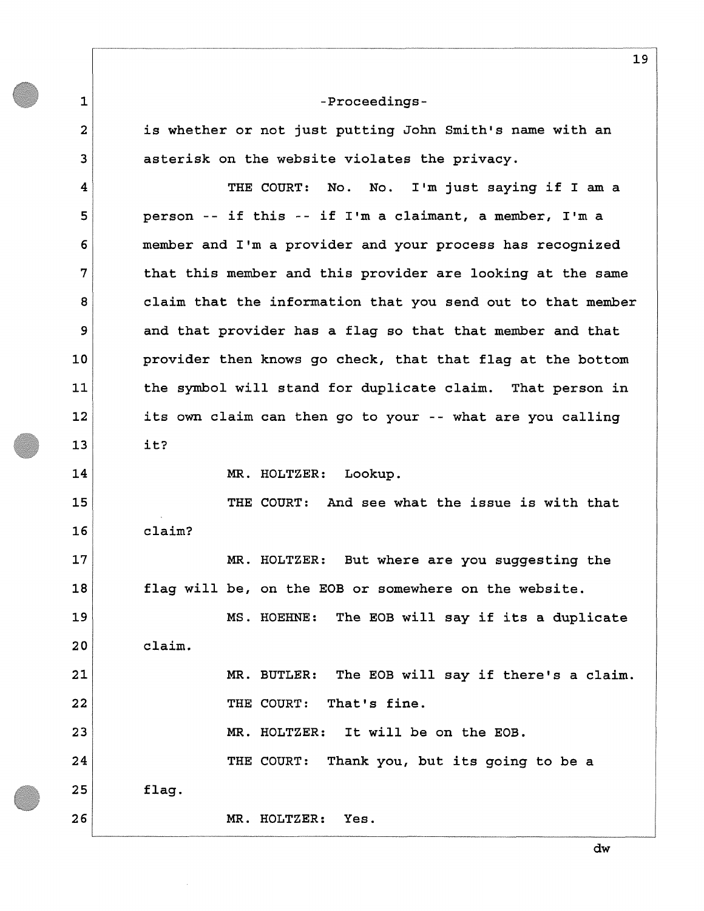-Proceedings-

is whether or not just putting John Smith's name with an asterisk on the website violates the privacy.

THE COURT: No. No. I'm just saying if I am a person -- if this -- if I'm a claimant, a member, I'm a member and I'm a provider and your process has recognized that this member and this provider are looking at the same claim that the information that you send out to that member and that provider has a flag so that that member and that provider then knows go check, that that flag at the bottom the symbol will stand for duplicate claim. That person in its own claim can then go to your -- what are you calling it?

MR. HOLTZER: Lookup.

THE COURT: And see what the issue is with that claim?

MR. HOLTZER: But where are you suggesting the flag will be, on the EOB or somewhere on the website.

MS. HOEHNE: The EOB will say if its a duplicate claim.

MR. BUTLER: The EOB will say if there's a claim.

THE COURT: That's fine.

MR. HOLTZER: It will be on the EOB.

THE COURT: Thank you, but its going to be a flag.

MR. HOLTZER: Yes.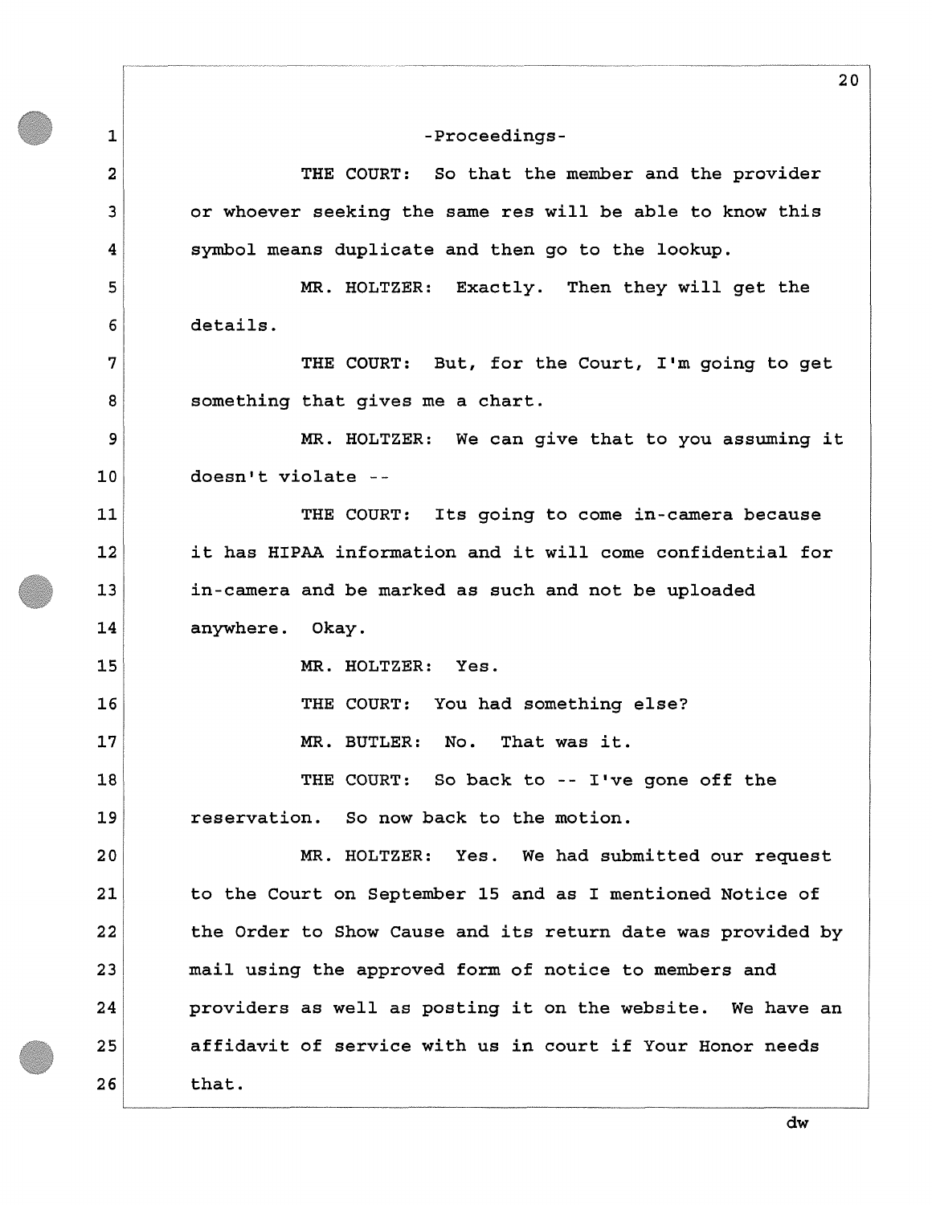-Proceedings-

THE COURT: So that the member and the provider or whoever seeking the same res will be able to know this symbol means duplicate and then go to the lookup.

MR. HOLTZER: Exactly. Then they will get the details.

THE COURT: But, for the Court, I'm going to get something that gives me a chart.

MR. HOLTZER: We can give that to you assuming it doesn't violate --

THE COURT: Its going to come in-camera because it has HIPAA information and it will come confidential for in-camera and be marked as such and not be uploaded anywhere. Okay.

MR. HOLTZER: Yes.

THE COURT: You had something else?

MR. BUTLER: No. That was it.

THE COURT: So back to -- I've gone off the reservation. So now back to the motion.

MR. HOLTZER: Yes. We had submitted our request to the Court on September 15 and as I mentioned Notice of the Order to Show Cause and its return date was provided by mail using the approved form of notice to members and providers as well as posting it on the website. We have an affidavit of service with us in court if Your Honor needs that.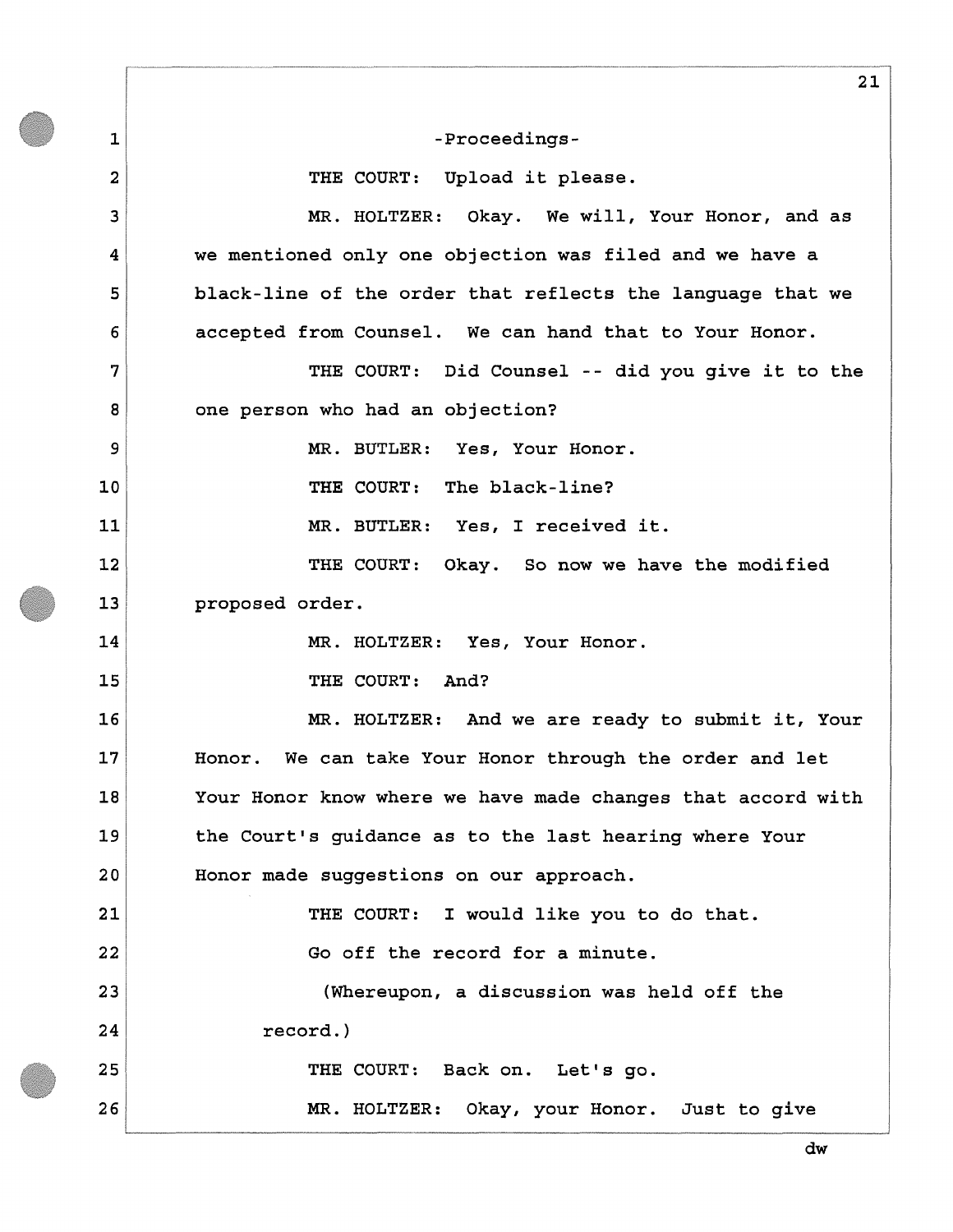-Proceedings-

THE COURT: Upload it please.

MR. HOLTZER: Okay. We will, Your Honor, and as we mentioned only one objection was filed and we have a black-line of the order that reflects the language that we accepted from Counsel. We can hand that to Your Honor.

THE COURT: Did Counsel -- did you give it to the one person who had an objection?

MR. BUTLER: Yes, Your Honor.

THE COURT: The black-line?

MR. BUTLER: Yes, I received it.

THE COURT: Okay. So now we have the modified proposed order.

MR. HOLTZER: Yes, Your Honor.

THE COURT: And?

MR. HOLTZER: And we are ready to submit it, Your Honor. We can take Your Honor through the order and let Your Honor know where we have made changes that accord with the Court's guidance as to the last hearing where Your Honor made suggestions on our approach.

THE COURT: I would like you to do that.

Go off the record for a minute.

(Whereupon, a discussion was held off the record.)

THE COURT: Back on. Let's go.

MR. HOLTZER: Okay, your Honor. Just to give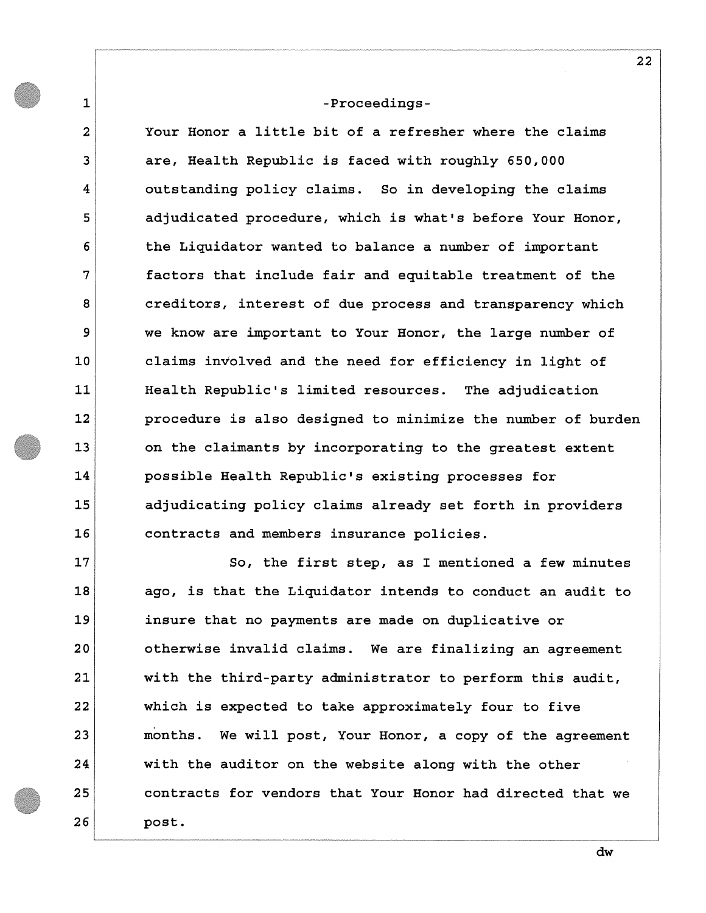-Proceedings-

Your Honor a little bit of a refresher where the claims are, Health Republic is faced with roughly 650,000 outstanding policy claims. So in developing the claims adjudicated procedure, which is what's before Your Honor, the Liquidator wanted to balance a number of important factors that include fair and equitable treatment of the creditors, interest of due process and transparency which we know are important to Your Honor, the large number of claims involved and the need for efficiency in light of Health Republic's limited resources. The adjudication procedure is also designed to minimize the number of burden on the claimants by incorporating to the greatest extent possible Health Republic's existing processes for adjudicating policy claims already set forth in providers contracts and members insurance policies.

So, the first step, as I mentioned a few minutes ago, is that the Liquidator intends to conduct an audit to insure that no payments are made on duplicative or otherwise invalid claims. We are finalizing an agreement with the third-party administrator to perform this audit, which is expected to take approximately four to five months. We will post, Your Honor, a copy of the agreement with the auditor on the website along with the other contracts for vendors that Your Honor had directed that we post.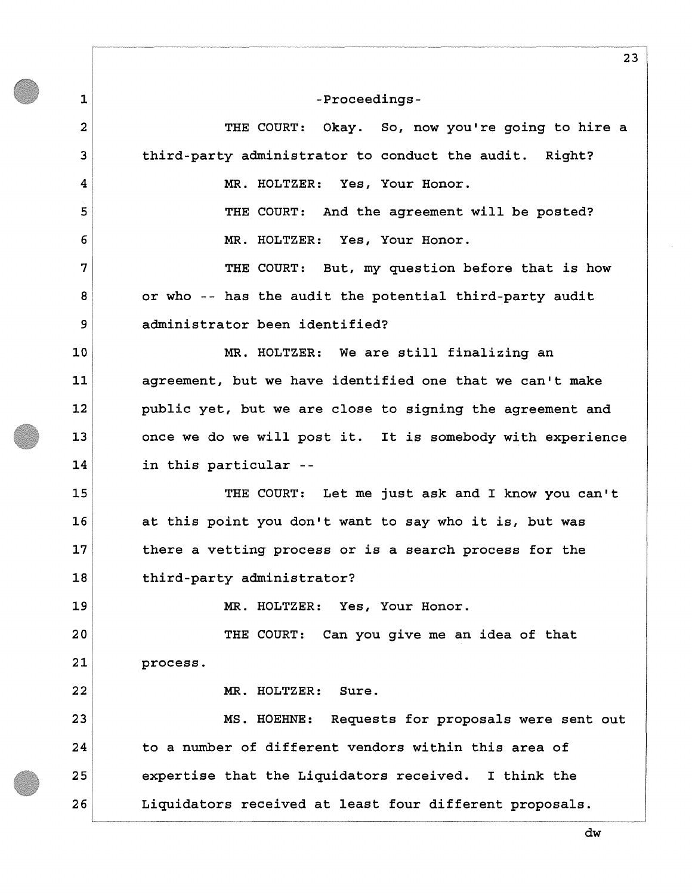-Proceedings-

THE COURT: Okay. So, now you're going to hire a third-party administrator to conduct the audit. Right?

MR. HOLTZER: Yes, Your Honor.

THE COURT: And the agreement will be posted?

MR. HOLTZER: Yes, Your Honor.

THE COURT: But, my question before that is how or who -- has the audit the potential third-party audit administrator been identified?

MR. HOLTZER: We are still finalizing an agreement, but we have identified one that we can't make public yet, but we are close to signing the agreement and once we do we will post it. It is somebody with experience in this particular --

THE COURT: Let me just ask and I know you can't at this point you don't want to say who it is, but was there a vetting process or is a search process for the third-party administrator?

MR. HOLTZER: Yes, Your Honor.

THE COURT: Can you give me an idea of that process.

MR. HOLTZER: Sure.

MS. HOEHNE: Requests for proposals were sent out to a number of different vendors within this area of expertise that the Liquidators received. I think the Liquidators received at least four different proposals.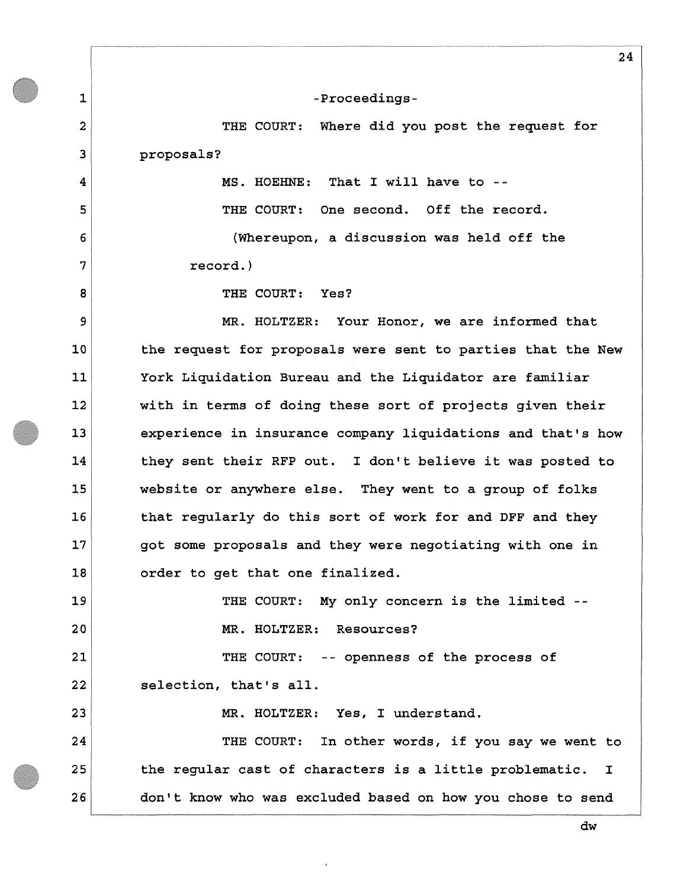-Proceedings-

THE COURT: Where did you post the request for proposals?

MS. HOEHNE: That I will have to --

THE COURT: One second. Off the record.

(Whereupon, a discussion was held off the record.)

THE COURT: Yes?

MR. HOLTZER: Your Honor, we are informed that the request for proposals were sent to parties that the New York Liquidation Bureau and the Liquidator are familiar with in terms of doing these sort of projects given their experience in insurance company liquidations and that's how they sent their RFP out. I don't believe it was posted to website or anywhere else. They went to a group of folks that regularly do this sort of work for and DFF and they got some proposals and they were negotiating with one in order to get that one finalized.

THE COURT: My only concern is the limited --

MR. HOLTZER: Resources?

THE COURT: -- openness of the process of selection, that's all.

MR. HOLTZER: Yes, I understand.

THE COURT: In other words, if you say we went to the regular cast of characters is a little problematic. I don't know who was excluded based on how you chose to send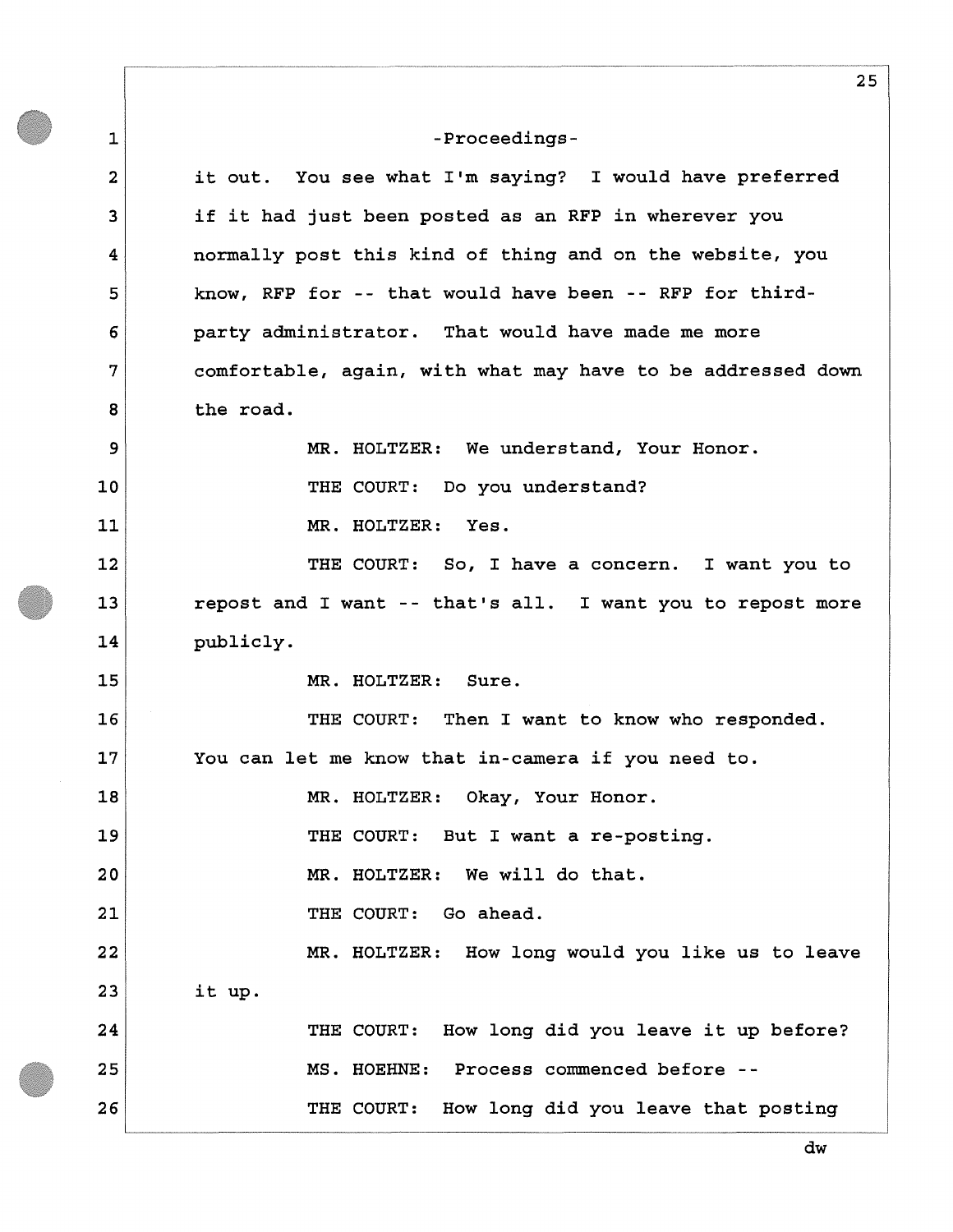-Proceedings-

it out. You see what I'm saying? I would have preferred if it had just been posted as an RFP in wherever you normally post this kind of thing and on the website, you know, RFP for -- that would have been -- RFP for third-party administrator. That would have made me more comfortable, again, with what may have to be addressed down the road.

MR. HOLTZER: We understand, Your Honor.

THE COURT: Do you understand?

MR. HOLTZER: Yes.

THE COURT: So, I have a concern. I want you to repost and I want -- that's all. I want you to repost more publicly.

MR. HOLTZER: Sure.

THE COURT: Then I want to know who responded. You can let me know that in-camera if you need to.

MR. HOLTZER: Okay, Your Honor.

THE COURT: But I want a re-posting.

MR. HOLTZER: We will do that.

THE COURT: Go ahead.

MR. HOLTZER: How long would you like us to leave it up.

THE COURT: How long did you leave it up before?

MS. HOEHNE: Process commenced before --

THE COURT: How long did you leave that posting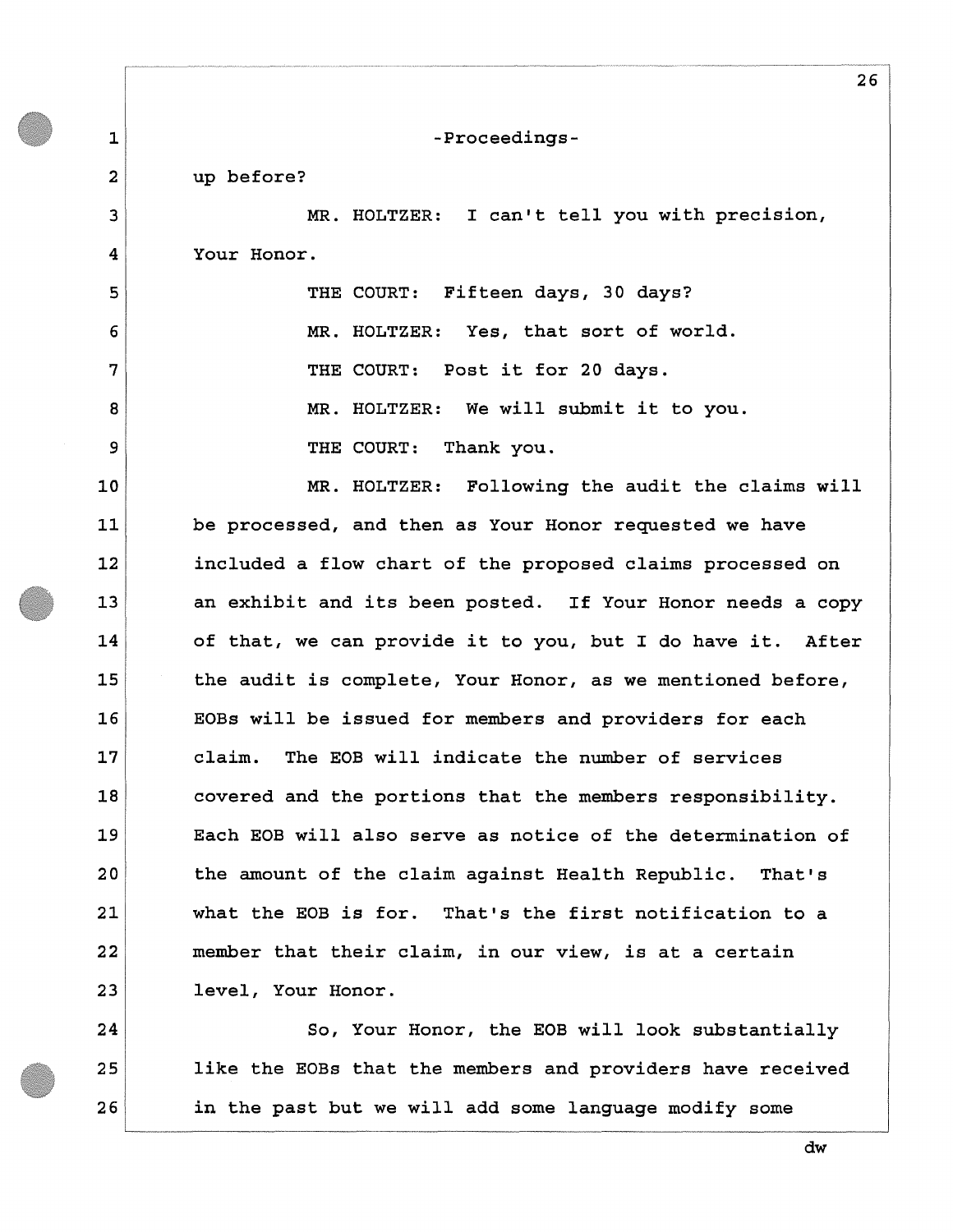-Proceedings-

up before?

MR. HOLTZER: I can't tell you with precision, Your Honor.

THE COURT: Fifteen days, 30 days?

MR. HOLTZER: Yes, that sort of world.

THE COURT: Post it for 20 days.

MR. HOLTZER: We will submit it to you.

THE COURT: Thank you.

MR. HOLTZER: Following the audit the claims will be processed, and then as Your Honor requested we have included a flow chart of the proposed claims processed on an exhibit and its been posted. If Your Honor needs a copy of that, we can provide it to you, but I do have it. After the audit is complete, Your Honor, as we mentioned before, EOBs will be issued for members and providers for each claim. The EOB will indicate the number of services covered and the portions that the members responsibility. Each EOB will also serve as notice of the determination of the amount of the claim against Health Republic. That's what the EOB is for. That's the first notification to a member that their claim, in our view, is at a certain level, Your Honor.

So, Your Honor, the EOB will look substantially like the EOBs that the members and providers have received in the past but we will add some language modify some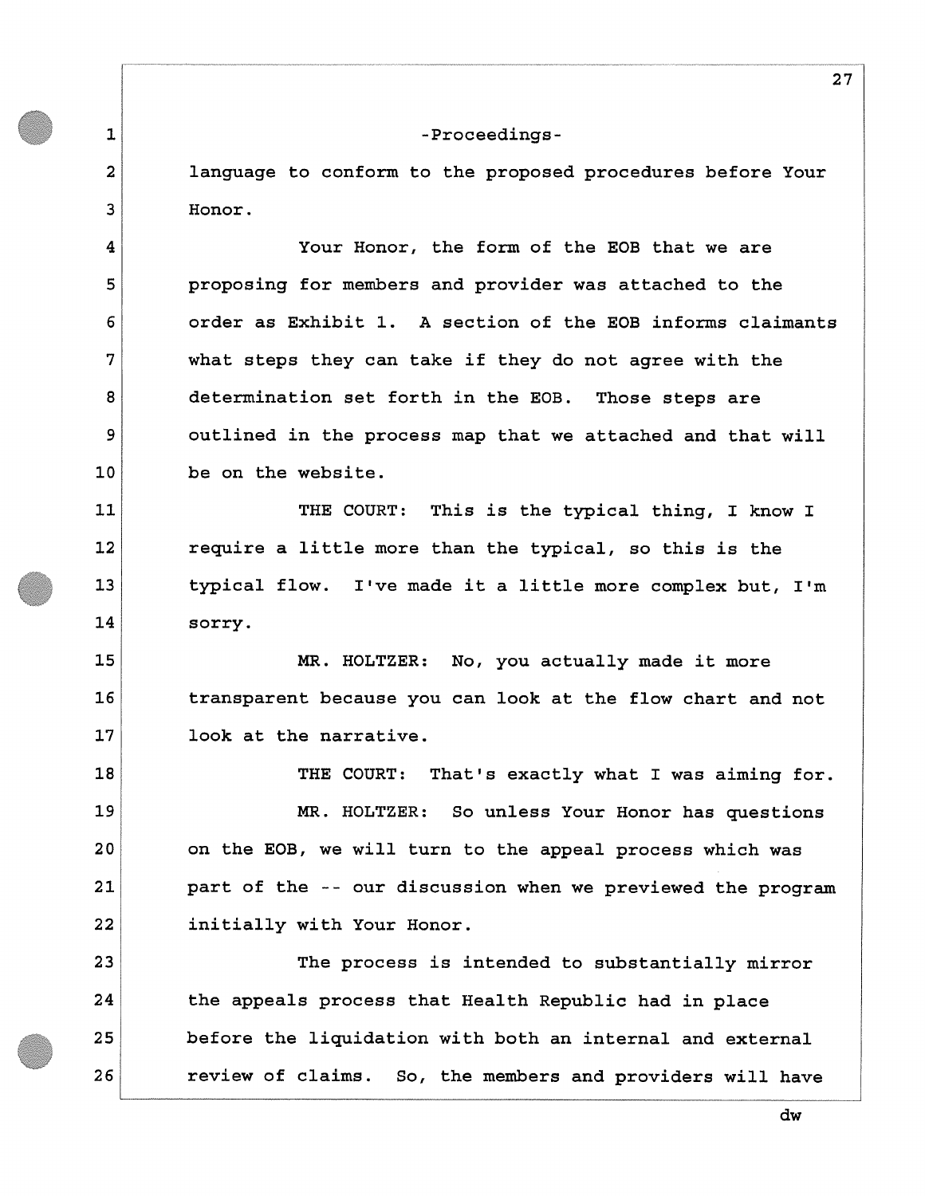-Proceedings-

language to conform to the proposed procedures before Your Honor.

Your Honor, the form of the EOB that we are proposing for members and provider was attached to the order as Exhibit 1. A section of the EOB informs claimants what steps they can take if they do not agree with the determination set forth in the EOB. Those steps are outlined in the process map that we attached and that will be on the website.

THE COURT: This is the typical thing, I know I require a little more than the typical, so this is the typical flow. I've made it a little more complex but, I'm sorry.

MR. HOLTZER: No, you actually made it more transparent because you can look at the flow chart and not look at the narrative.

THE COURT: That's exactly what I was aiming for.

MR. HOLTZER: So unless Your Honor has questions on the EOB, we will turn to the appeal process which was part of the -- our discussion when we previewed the program initially with Your Honor.

The process is intended to substantially mirror the appeals process that Health Republic had in place before the liquidation with both an internal and external review of claims. So, the members and providers will have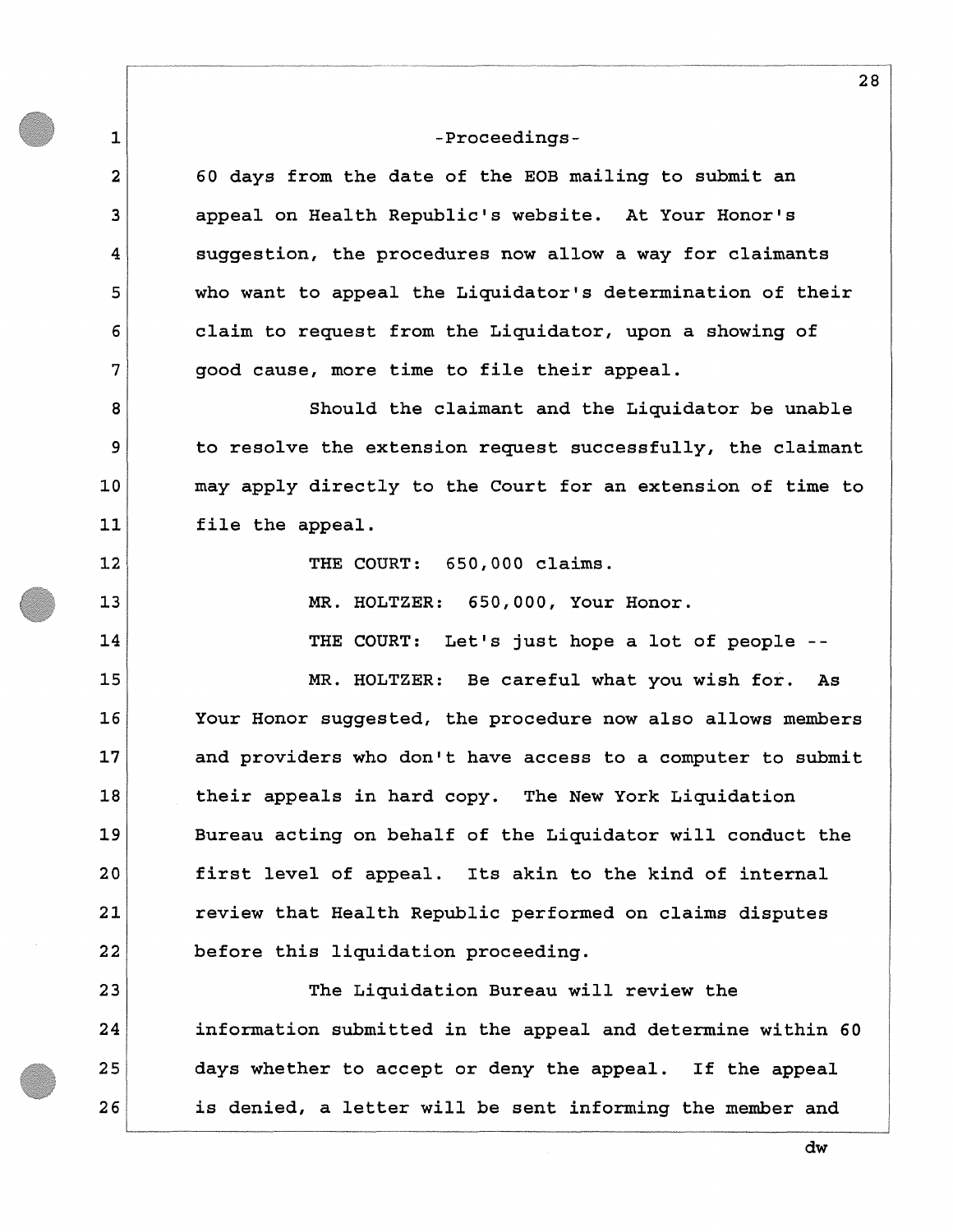-Proceedings-

60 days from the date of the EOB mailing to submit an appeal on Health Republic's website. At Your Honor's suggestion, the procedures now allow a way for claimants who want to appeal the Liquidator's determination of their claim to request from the Liquidator, upon a showing of good cause, more time to file their appeal.

Should the claimant and the Liquidator be unable to resolve the extension request successfully, the claimant may apply directly to the Court for an extension of time to file the appeal.

THE COURT: 650,000 claims.

MR. HOLTZER: 650,000, Your Honor.

THE COURT: Let's just hope a lot of people --

MR. HOLTZER: Be careful what you wish for. As Your Honor suggested, the procedure now also allows members and providers who don't have access to a computer to submit their appeals in hard copy. The New York Liquidation Bureau acting on behalf of the Liquidator will conduct the first level of appeal. Its akin to the kind of internal review that Health Republic performed on claims disputes before this liquidation proceeding.

The Liquidation Bureau will review the information submitted in the appeal and determine within 60 days whether to accept or deny the appeal. If the appeal is denied, a letter will be sent informing the member and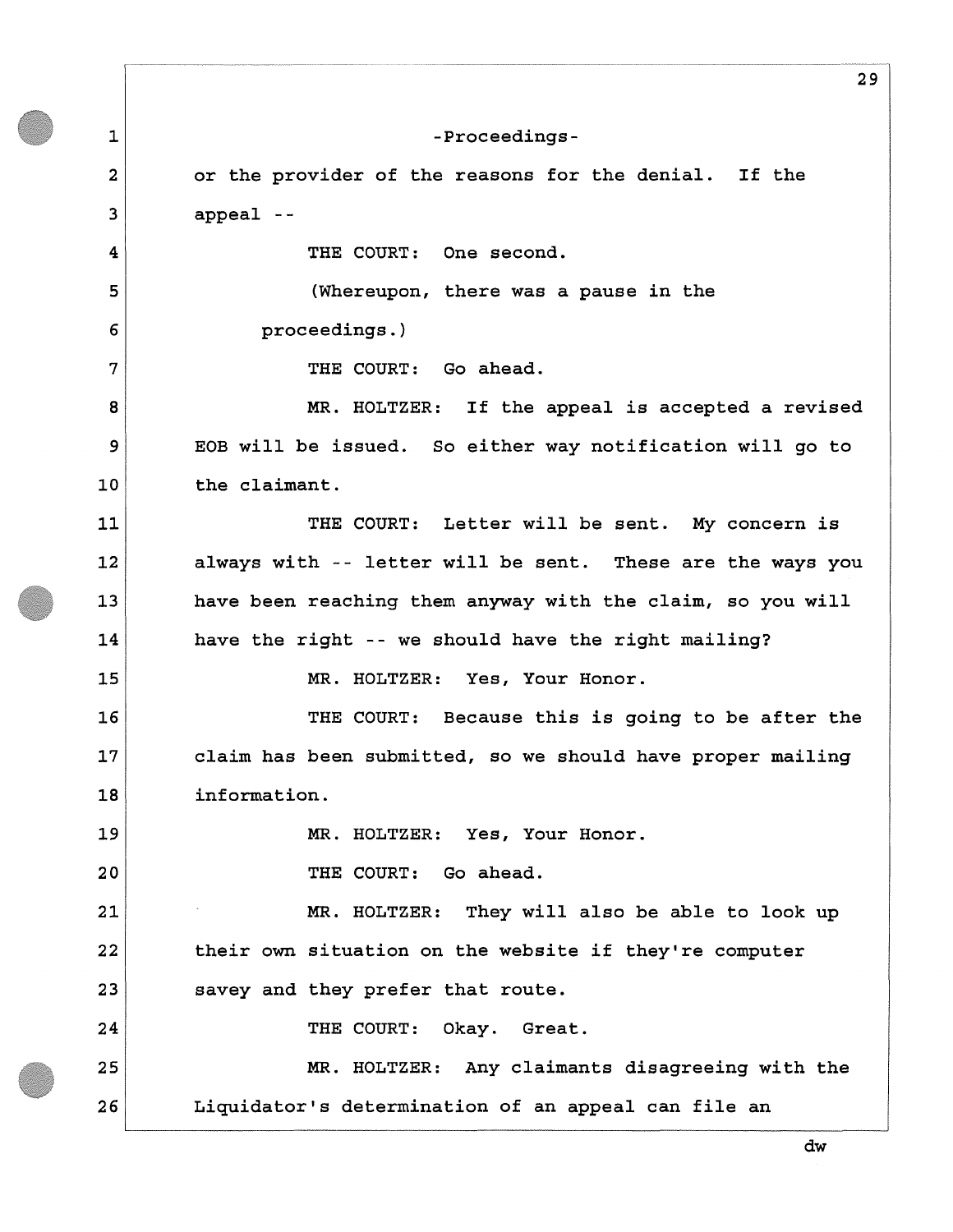-Proceedings-

or the provider of the reasons for the denial. If the appeal --

THE COURT: One second.

(Whereupon, there was a pause in the proceedings.)

THE COURT: Go ahead.

MR. HOLTZER: If the appeal is accepted a revised EOB will be issued. So either way notification will go to the claimant.

THE COURT: Letter will be sent. My concern is always with -- letter will be sent. These are the ways you have been reaching them anyway with the claim, so you will have the right -- we should have the right mailing?

MR. HOLTZER: Yes, Your Honor.

THE COURT: Because this is going to be after the claim has been submitted, so we should have proper mailing information.

MR. HOLTZER: Yes, Your Honor.

THE COURT: Go ahead.

MR. HOLTZER: They will also be able to look up their own situation on the website if they're computer savey and they prefer that route.

THE COURT: Okay. Great.

MR. HOLTZER: Any claimants disagreeing with the Liquidator's determination of an appeal can file an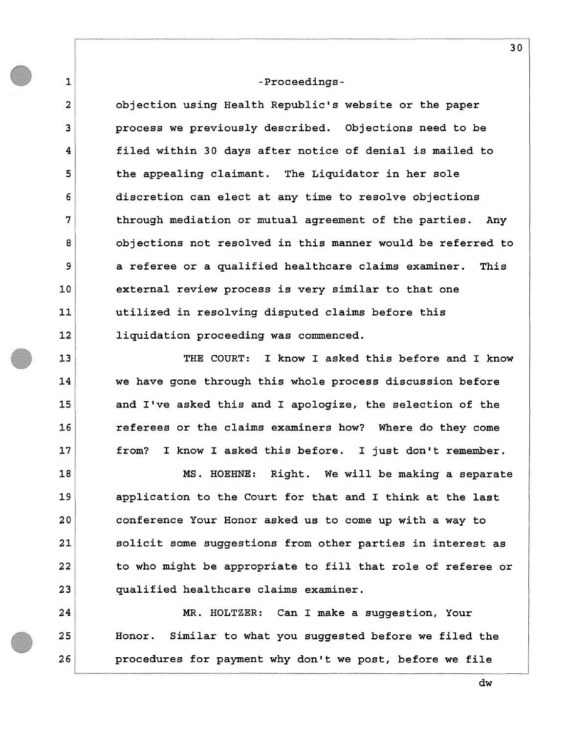-Proceedings-

objection using Health Republic's website or the paper process we previously described. Objections need to be filed within 30 days after notice of denial is mailed to the appealing claimant. The Liquidator in her sole discretion can elect at any time to resolve objections through mediation or mutual agreement of the parties. Any objections not resolved in this manner would be referred to a referee or a qualified healthcare claims examiner. This external review process is very similar to that one utilized in resolving disputed claims before this liquidation proceeding was commenced.

THE COURT: I know I asked this before and I know we have gone through this whole process discussion before and I've asked this and I apologize, the selection of the referees or the claims examiners how? Where do they come from? I know I asked this before. I just don't remember.

MS. HOEHNE: Right. We will be making a separate application to the Court for that and I think at the last conference Your Honor asked us to come up with a way to solicit some suggestions from other parties in interest as to who might be appropriate to fill that role of referee or qualified healthcare claims examiner.

MR. HOLTZER: Can I make a suggestion, Your Honor. Similar to what you suggested before we filed the procedures for payment why don't we post, before we file

dw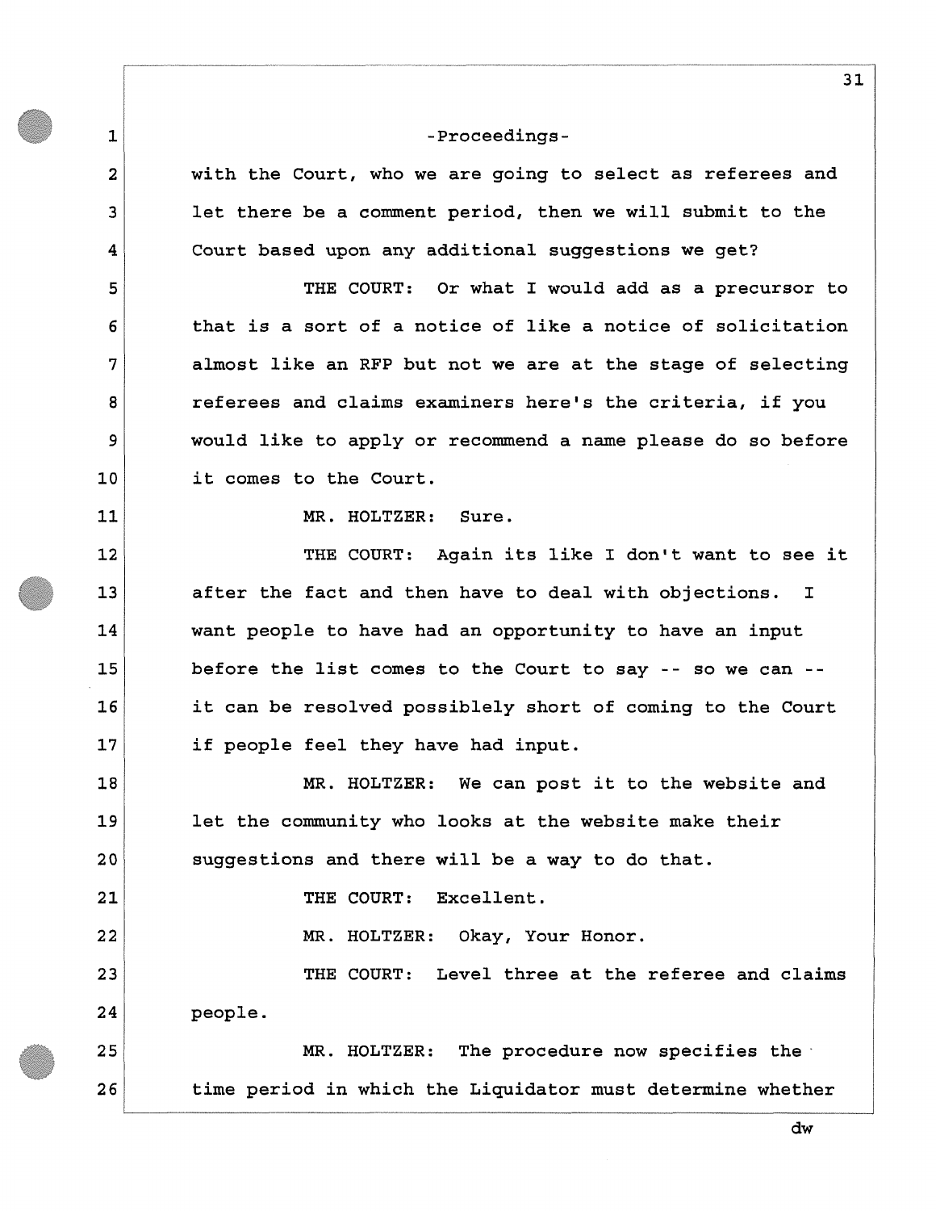-Proceedings-

with the Court, who we are going to select as referees and let there be a comment period, then we will submit to the Court based upon any additional suggestions we get?

THE COURT: Or what I would add as a precursor to that is a sort of a notice of like a notice of solicitation almost like an RFP but not we are at the stage of selecting referees and claims examiners here's the criteria, if you would like to apply or recommend a name please do so before it comes to the Court.

MR. HOLTZER: Sure.

THE COURT: Again its like I don't want to see it after the fact and then have to deal with objections. I want people to have had an opportunity to have an input before the list comes to the Court to say -- so we can -- it can be resolved possiblely short of coming to the Court if people feel they have had input.

MR. HOLTZER: We can post it to the website and let the community who looks at the website make their suggestions and there will be a way to do that.

THE COURT: Excellent.

MR. HOLTZER: Okay, Your Honor.

THE COURT: Level three at the referee and claims people.

MR. HOLTZER: The procedure now specifies the time period in which the Liquidator must determine whether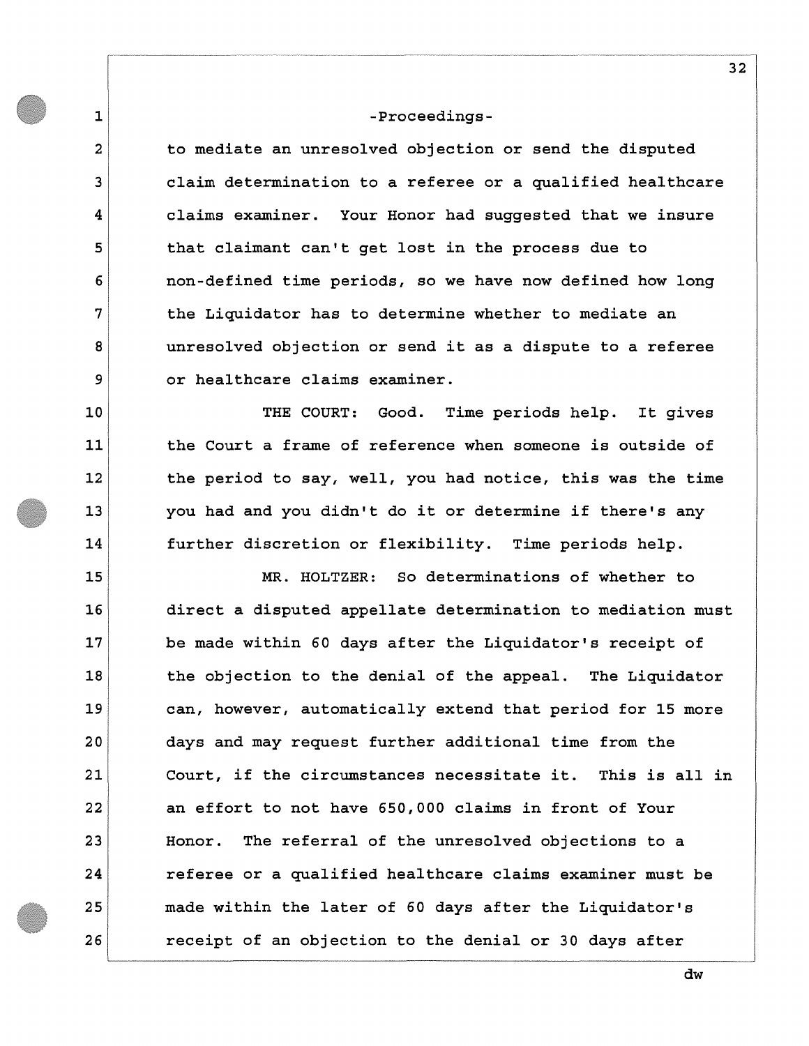-Proceedings-

to mediate an unresolved objection or send the disputed claim determination to a referee or a qualified healthcare claims examiner. Your Honor had suggested that we insure that claimant can't get lost in the process due to non-defined time periods, so we have now defined how long the Liquidator has to determine whether to mediate an unresolved objection or send it as a dispute to a referee or healthcare claims examiner.

THE COURT: Good. Time periods help. It gives the Court a frame of reference when someone is outside of the period to say, well, you had notice, this was the time you had and you didn't do it or determine if there's any further discretion or flexibility. Time periods help.

MR. HOLTZER: So determinations of whether to direct a disputed appellate determination to mediation must be made within 60 days after the Liquidator's receipt of the objection to the denial of the appeal. The Liquidator can, however, automatically extend that period for 15 more days and may request further additional time from the Court, if the circumstances necessitate it. This is all in an effort to not have 650,000 claims in front of Your Honor. The referral of the unresolved objections to a referee or a qualified healthcare claims examiner must be made within the later of 60 days after the Liquidator's receipt of an objection to the denial or 30 days after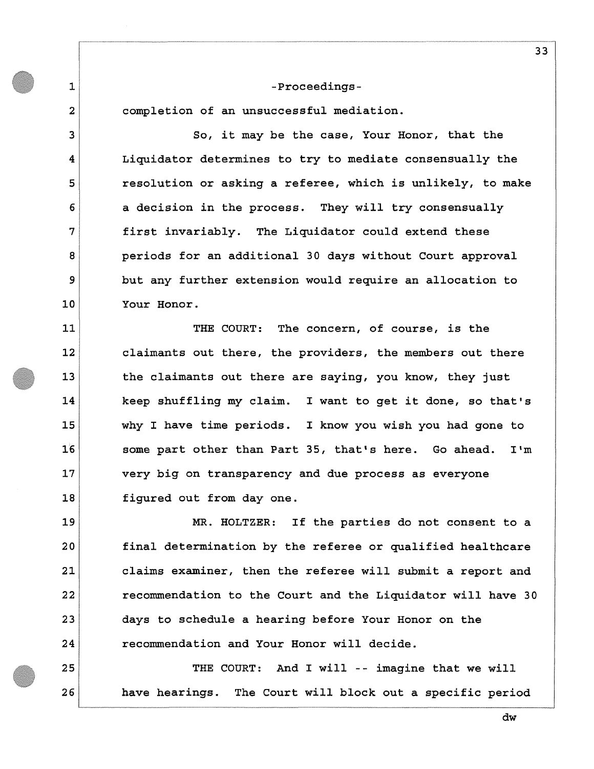completion of an unsuccessful mediation.

So, it may be the case, Your Honor, that the Liquidator determines to try to mediate consensually the resolution or asking a referee, which is unlikely, to make a decision in the process. They will try consensually first invariably. The Liquidator could extend these periods for an additional 30 days without Court approval but any further extension would require an allocation to Your Honor.

THE COURT: The concern, of course, is the claimants out there, the providers, the members out there the claimants out there are saying, you know, they just keep shuffling my claim. I want to get it done, so that's why I have time periods. I know you wish you had gone to some part other than Part 35, that's here. Go ahead. I'm very big on transparency and due process as everyone figured out from day one.

MR. HOLTZER: If the parties do not consent to a final determination by the referee or qualified healthcare claims examiner, then the referee will submit a report and recommendation to the Court and the Liquidator will have 30 days to schedule a hearing before Your Honor on the recommendation and Your Honor will decide.

THE COURT: And I will -- imagine that we will have hearings. The Court will block out a specific period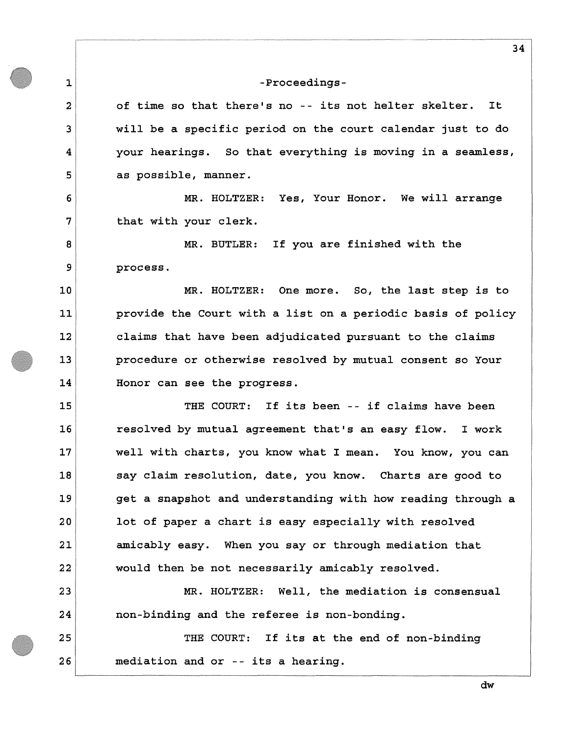-Proceedings-

of time so that there's no -- its not helter skelter. It will be a specific period on the court calendar just to do your hearings. So that everything is moving in a seamless, as possible, manner.

MR. HOLTZER: Yes, Your Honor. We will arrange that with your clerk.

MR. BUTLER: If you are finished with the process.

MR. HOLTZER: One more. So, the last step is to provide the Court with a list on a periodic basis of policy claims that have been adjudicated pursuant to the claims procedure or otherwise resolved by mutual consent so Your Honor can see the progress.

THE COURT: If its been -- if claims have been resolved by mutual agreement that's an easy flow. I work well with charts, you know what I mean. You know, you can say claim resolution, date, you know. Charts are good to get a snapshot and understanding with how reading through a lot of paper a chart is easy especially with resolved amicably easy. When you say or through mediation that would then be not necessarily amicably resolved.

MR. HOLTZER: Well, the mediation is consensual non-binding and the referee is non-bonding.

THE COURT: If its at the end of non-binding mediation and or -- its a hearing.

dw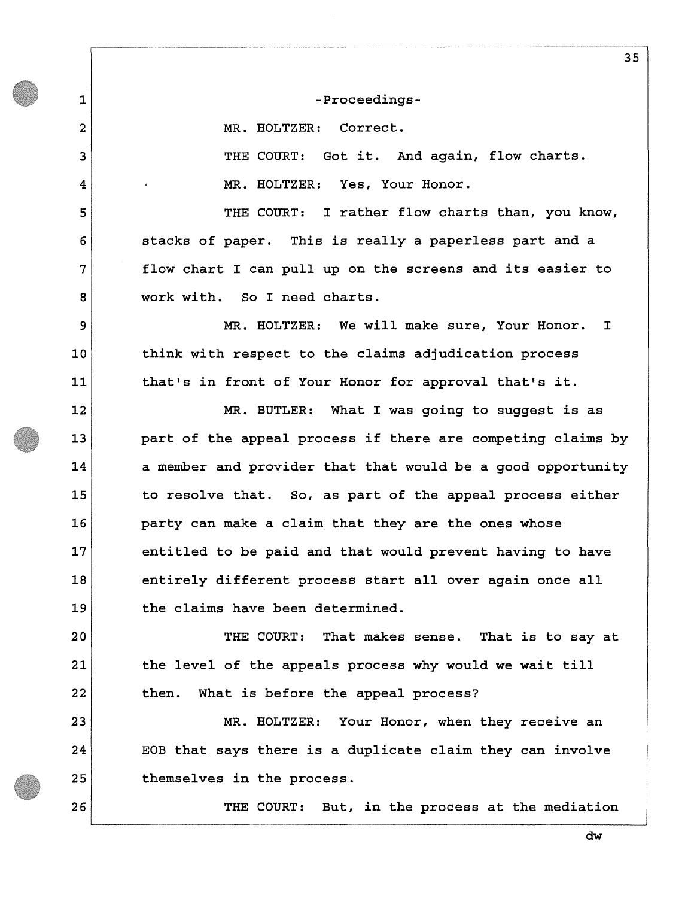-Proceedings-

MR. HOLTZER: Correct.

THE COURT: Got it. And again, flow charts.

MR. HOLTZER: Yes, Your Honor.

THE COURT: I rather flow charts than, you know, stacks of paper. This is really a paperless part and a flow chart I can pull up on the screens and its easier to work with. So I need charts.

MR. HOLTZER: We will make sure, Your Honor. I think with respect to the claims adjudication process that's in front of Your Honor for approval that's it.

MR. BUTLER: What I was going to suggest is as part of the appeal process if there are competing claims by a member and provider that that would be a good opportunity to resolve that. So, as part of the appeal process either party can make a claim that they are the ones whose entitled to be paid and that would prevent having to have entirely different process start all over again once all the claims have been determined.

THE COURT: That makes sense. That is to say at the level of the appeals process why would we wait till then. What is before the appeal process?

MR. HOLTZER: Your Honor, when they receive an EOB that says there is a duplicate claim they can involve themselves in the process.

THE COURT: But, in the process at the mediation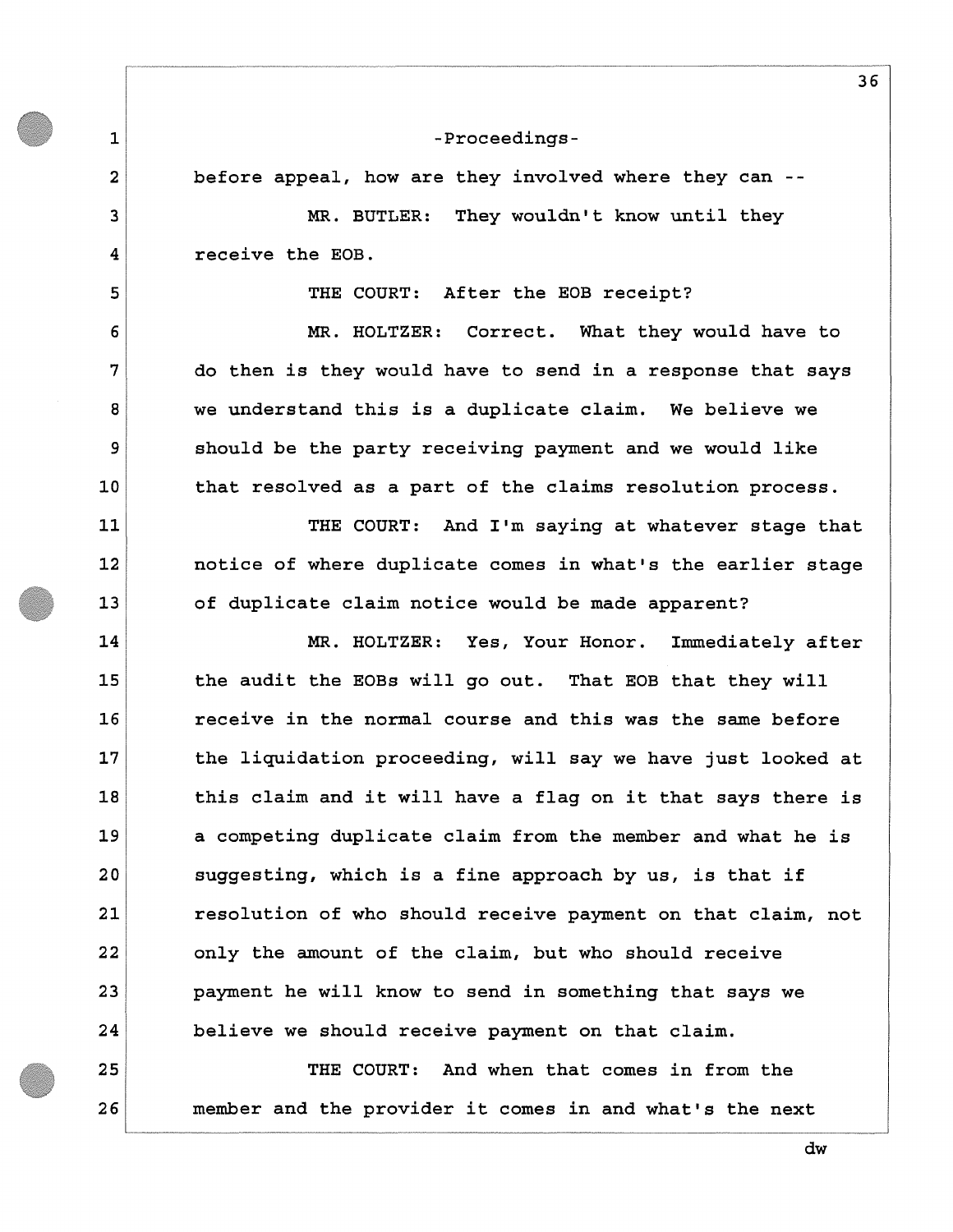-Proceedings-

before appeal, how are they involved where they can --

MR. BUTLER: They wouldn't know until they receive the EOB.

THE COURT: After the EOB receipt?

MR. HOLTZER: Correct. What they would have to do then is they would have to send in a response that says we understand this is a duplicate claim. We believe we should be the party receiving payment and we would like that resolved as a part of the claims resolution process.

THE COURT: And I'm saying at whatever stage that notice of where duplicate comes in what's the earlier stage of duplicate claim notice would be made apparent?

MR. HOLTZER: Yes, Your Honor. Immediately after the audit the EOBs will go out. That EOB that they will receive in the normal course and this was the same before the liquidation proceeding, will say we have just looked at this claim and it will have a flag on it that says there is a competing duplicate claim from the member and what he is suggesting, which is a fine approach by us, is that if resolution of who should receive payment on that claim, not only the amount of the claim, but who should receive payment he will know to send in something that says we believe we should receive payment on that claim.

THE COURT: And when that comes in from the member and the provider it comes in and what's the next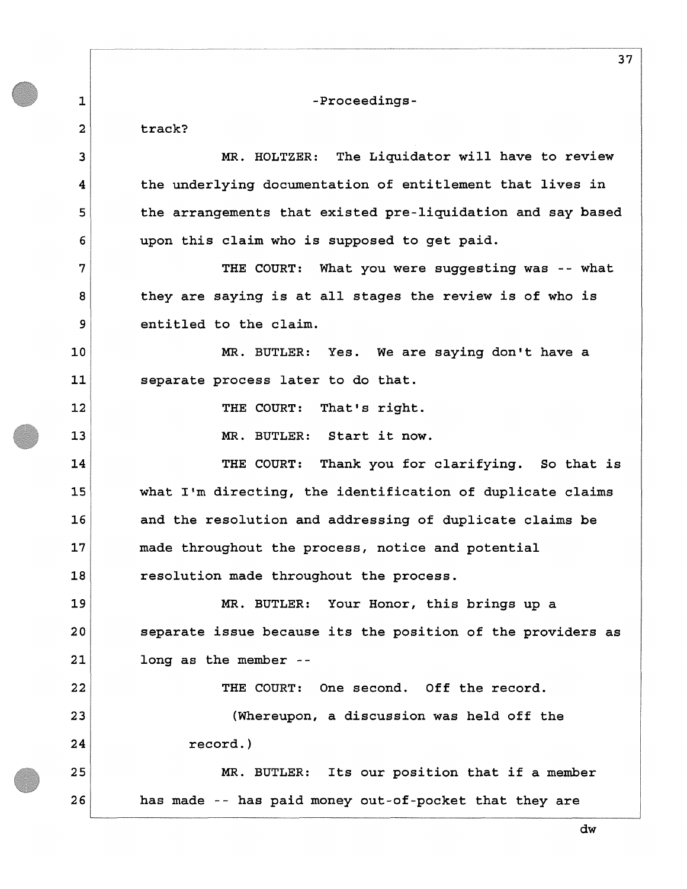-Proceedings-

track?

MR. HOLTZER: The Liquidator will have to review the underlying documentation of entitlement that lives in the arrangements that existed pre-liquidation and say based upon this claim who is supposed to get paid.

THE COURT: What you were suggesting was -- what they are saying is at all stages the review is of who is entitled to the claim.

MR. BUTLER: Yes. We are saying don't have a separate process later to do that.

THE COURT: That's right.

MR. BUTLER: Start it now.

THE COURT: Thank you for clarifying. So that is what I'm directing, the identification of duplicate claims and the resolution and addressing of duplicate claims be made throughout the process, notice and potential resolution made throughout the process.

MR. BUTLER: Your Honor, this brings up a separate issue because its the position of the providers as long as the member --

THE COURT: One second. Off the record.

(Whereupon, a discussion was held off the record.)

MR. BUTLER: Its our position that if a member has made -- has paid money out-of-pocket that they are

dw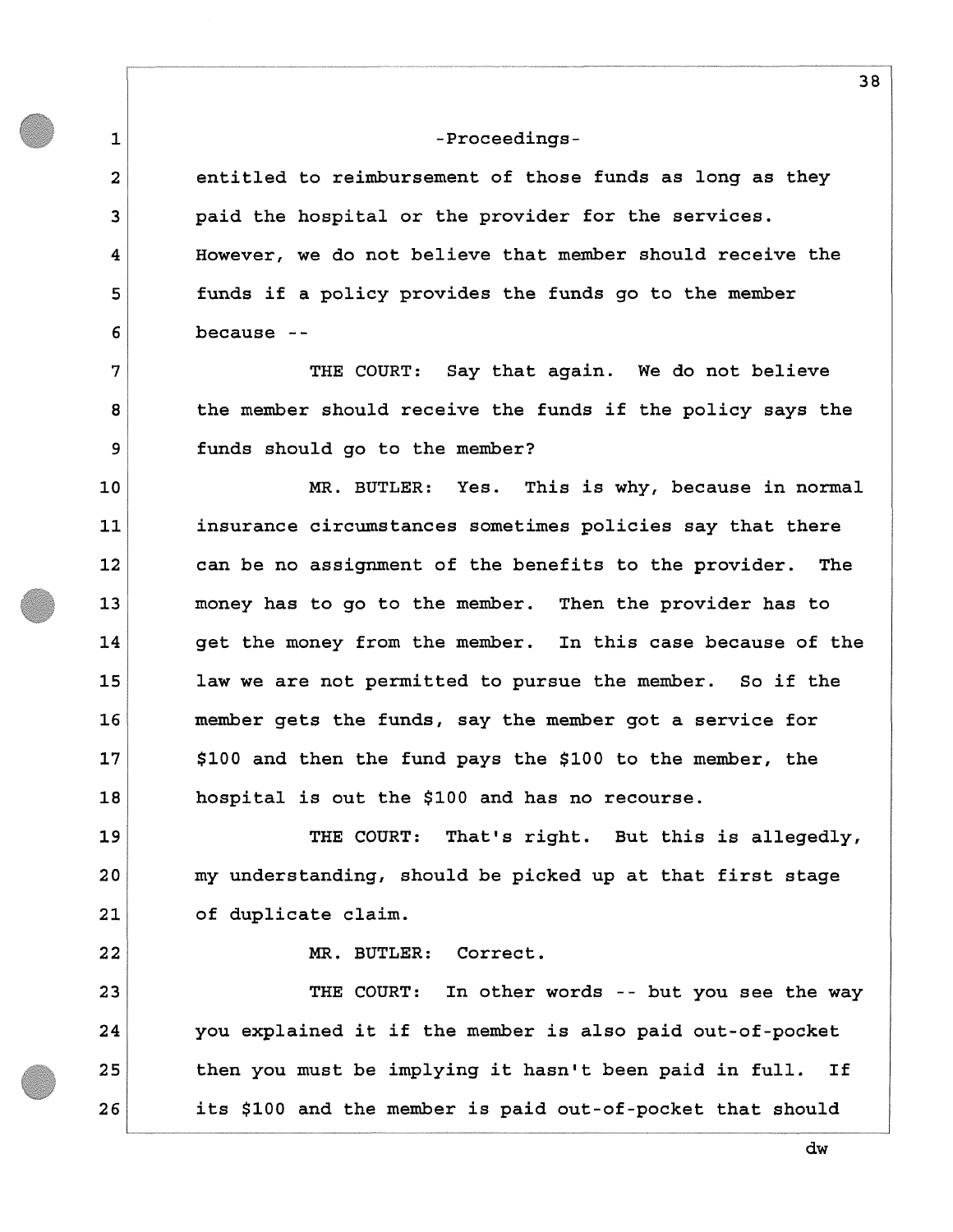-Proceedings-

entitled to reimbursement of those funds as long as they paid the hospital or the provider for the services. However, we do not believe that member should receive the funds if a policy provides the funds go to the member because --

THE COURT: Say that again. We do not believe the member should receive the funds if the policy says the funds should go to the member?

MR. BUTLER: Yes. This is why, because in normal insurance circumstances sometimes policies say that there can be no assignment of the benefits to the provider. The money has to go to the member. Then the provider has to get the money from the member. In this case because of the law we are not permitted to pursue the member. So if the member gets the funds, say the member got a service for $100 and then the fund pays the $100 to the member, the hospital is out the $100 and has no recourse.

THE COURT: That's right. But this is allegedly, my understanding, should be picked up at that first stage of duplicate claim.

MR. BUTLER: Correct.

THE COURT: In other words -- but you see the way you explained it if the member is also paid out-of-pocket then you must be implying it hasn't been paid in full. If its $100 and the member is paid out-of-pocket that should

dw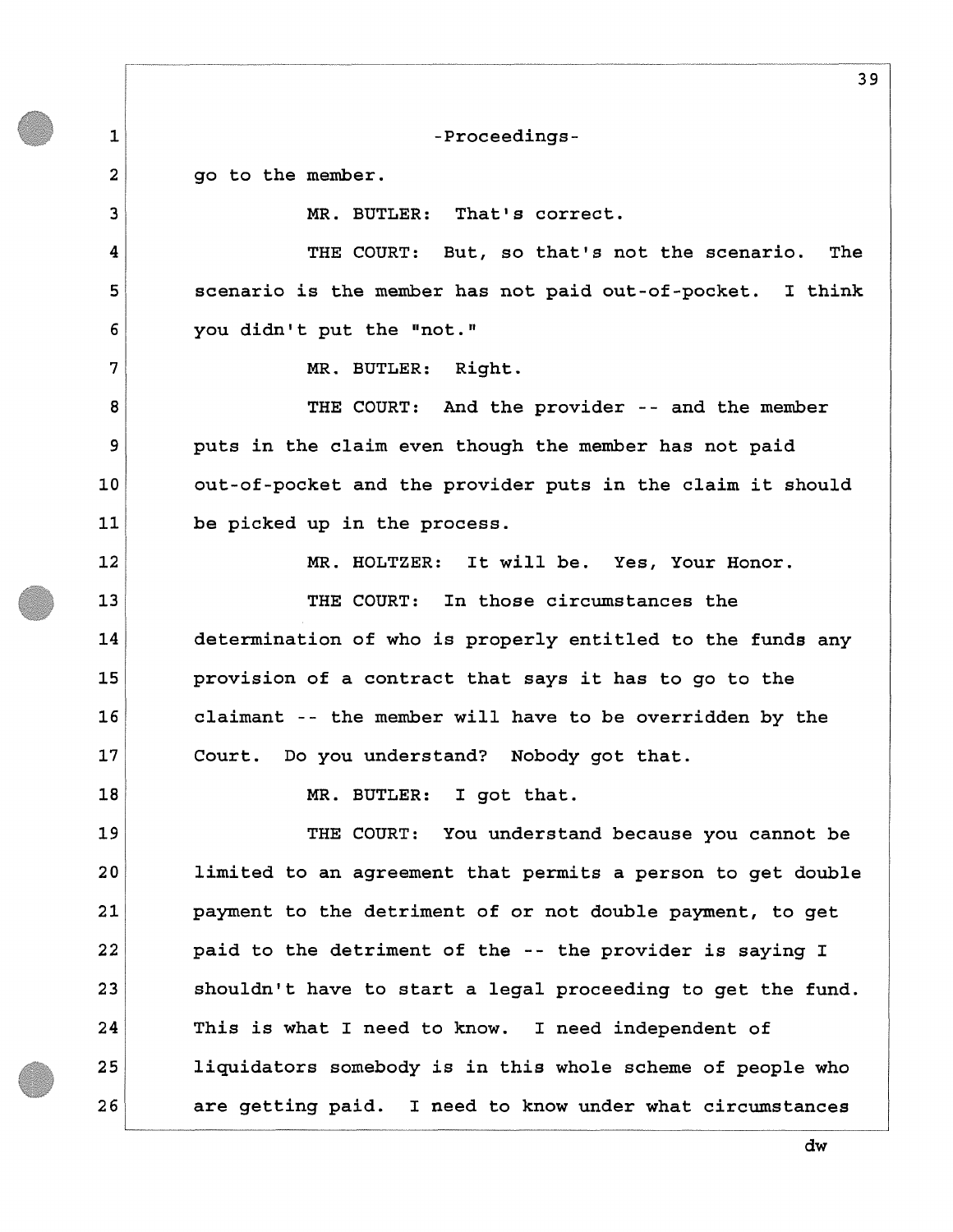-Proceedings-

go to the member.

MR. BUTLER: That's correct.

THE COURT: But, so that's not the scenario. The scenario is the member has not paid out-of-pocket. I think you didn't put the "not."

MR. BUTLER: Right.

THE COURT: And the provider -- and the member puts in the claim even though the member has not paid out-of-pocket and the provider puts in the claim it should be picked up in the process.

MR. HOLTZER: It will be. Yes, Your Honor.

THE COURT: In those circumstances the determination of who is properly entitled to the funds any provision of a contract that says it has to go to the claimant -- the member will have to be overridden by the Court. Do you understand? Nobody got that.

MR. BUTLER: I got that.

THE COURT: You understand because you cannot be limited to an agreement that permits a person to get double payment to the detriment of or not double payment, to get paid to the detriment of the -- the provider is saying I shouldn't have to start a legal proceeding to get the fund. This is what I need to know. I need independent of liquidators somebody is in this whole scheme of people who are getting paid. I need to know under what circumstances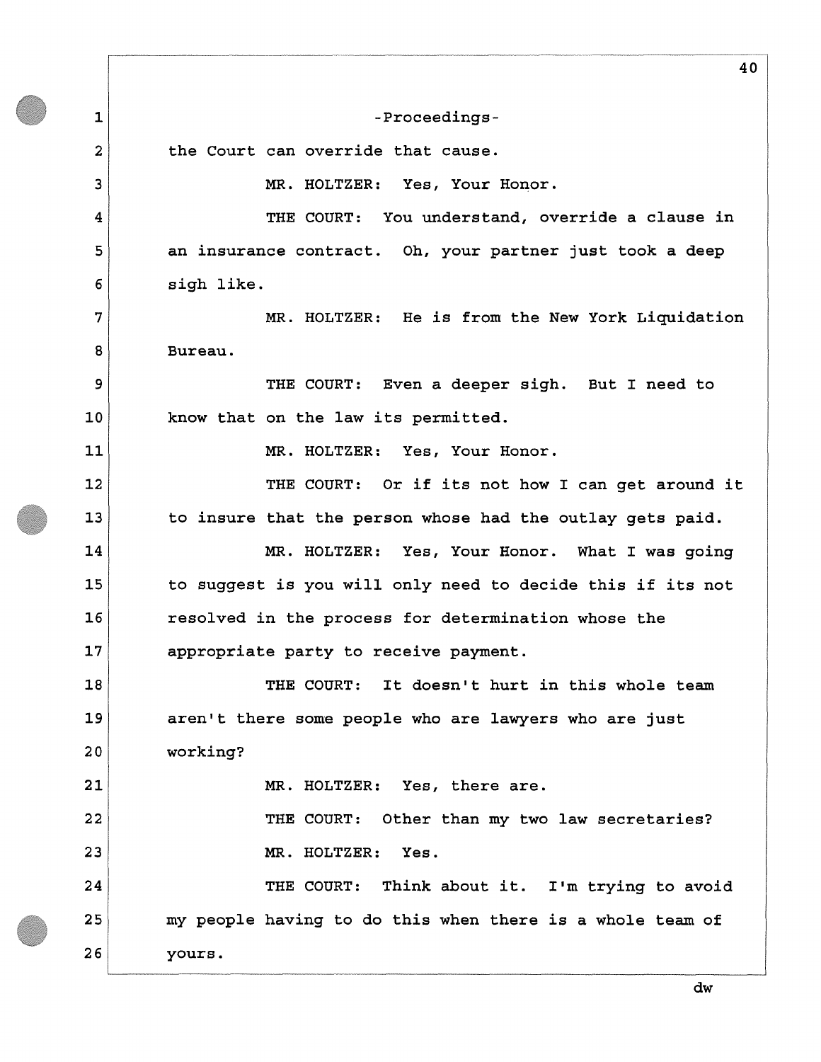-Proceedings-

the Court can override that cause.

MR. HOLTZER: Yes, Your Honor.

THE COURT: You understand, override a clause in an insurance contract. Oh, your partner just took a deep sigh like.

MR. HOLTZER: He is from the New York Liquidation Bureau.

THE COURT: Even a deeper sigh. But I need to know that on the law its permitted.

MR. HOLTZER: Yes, Your Honor.

THE COURT: Or if its not how I can get around it to insure that the person whose had the outlay gets paid.

MR. HOLTZER: Yes, Your Honor. What I was going to suggest is you will only need to decide this if its not resolved in the process for determination whose the appropriate party to receive payment.

THE COURT: It doesn't hurt in this whole team aren't there some people who are lawyers who are just working?

MR. HOLTZER: Yes, there are.

THE COURT: Other than my two law secretaries?

MR. HOLTZER: Yes.

THE COURT: Think about it. I'm trying to avoid my people having to do this when there is a whole team of yours.

dw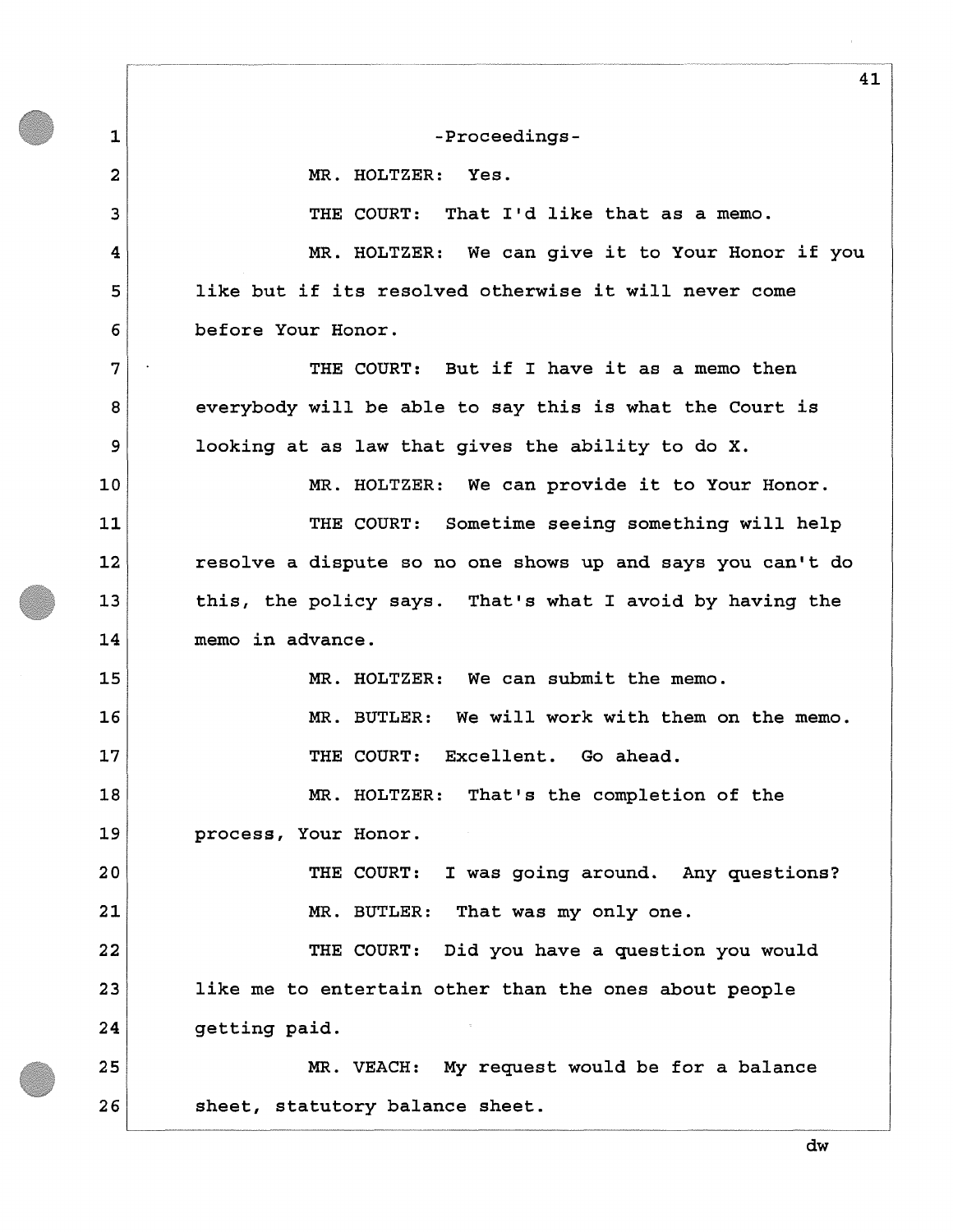-Proceedings-

MR. HOLTZER: Yes.

THE COURT: That I'd like that as a memo.

MR. HOLTZER: We can give it to Your Honor if you like but if its resolved otherwise it will never come before Your Honor.

THE COURT: But if I have it as a memo then everybody will be able to say this is what the Court is looking at as law that gives the ability to do X.

MR. HOLTZER: We can provide it to Your Honor.

THE COURT: Sometime seeing something will help resolve a dispute so no one shows up and says you can't do this, the policy says. That's what I avoid by having the memo in advance.

MR. HOLTZER: We can submit the memo.

MR. BUTLER: We will work with them on the memo.

THE COURT: Excellent. Go ahead.

MR. HOLTZER: That's the completion of the process, Your Honor.

THE COURT: I was going around. Any questions?

MR. BUTLER: That was my only one.

THE COURT: Did you have a question you would like me to entertain other than the ones about people getting paid.

MR. VEACH: My request would be for a balance sheet, statutory balance sheet.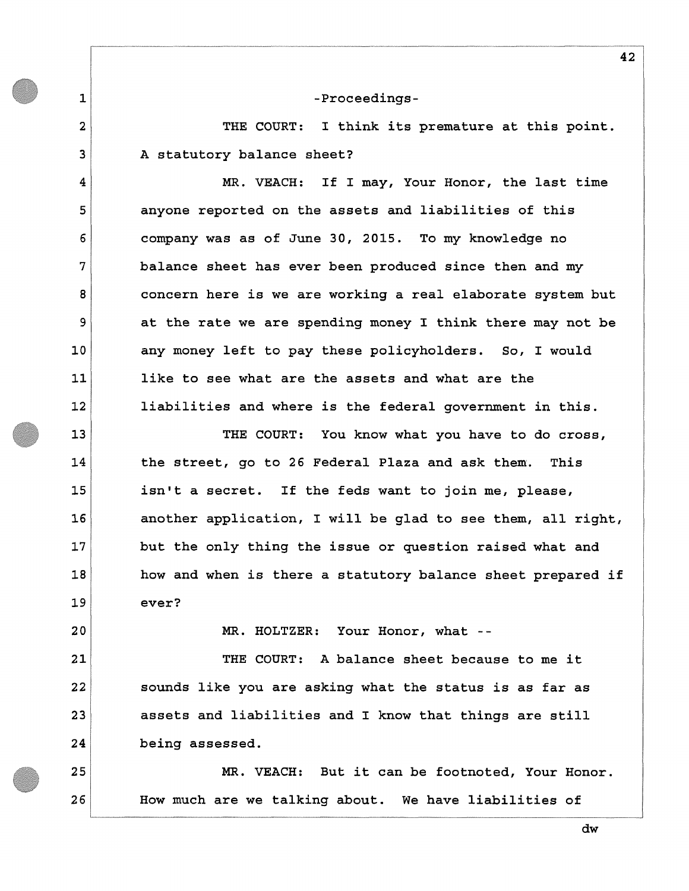-Proceedings-

THE COURT: I think its premature at this point. A statutory balance sheet?

MR. VEACH: If I may, Your Honor, the last time anyone reported on the assets and liabilities of this company was as of June 30, 2015. To my knowledge no balance sheet has ever been produced since then and my concern here is we are working a real elaborate system but at the rate we are spending money I think there may not be any money left to pay these policyholders. So, I would like to see what are the assets and what are the liabilities and where is the federal government in this.

THE COURT: You know what you have to do cross, the street, go to 26 Federal Plaza and ask them. This isn't a secret. If the feds want to join me, please, another application, I will be glad to see them, all right, but the only thing the issue or question raised what and how and when is there a statutory balance sheet prepared if ever?

MR. HOLTZER: Your Honor, what --

THE COURT: A balance sheet because to me it sounds like you are asking what the status is as far as assets and liabilities and I know that things are still being assessed.

MR. VEACH: But it can be footnoted, Your Honor. How much are we talking about. We have liabilities of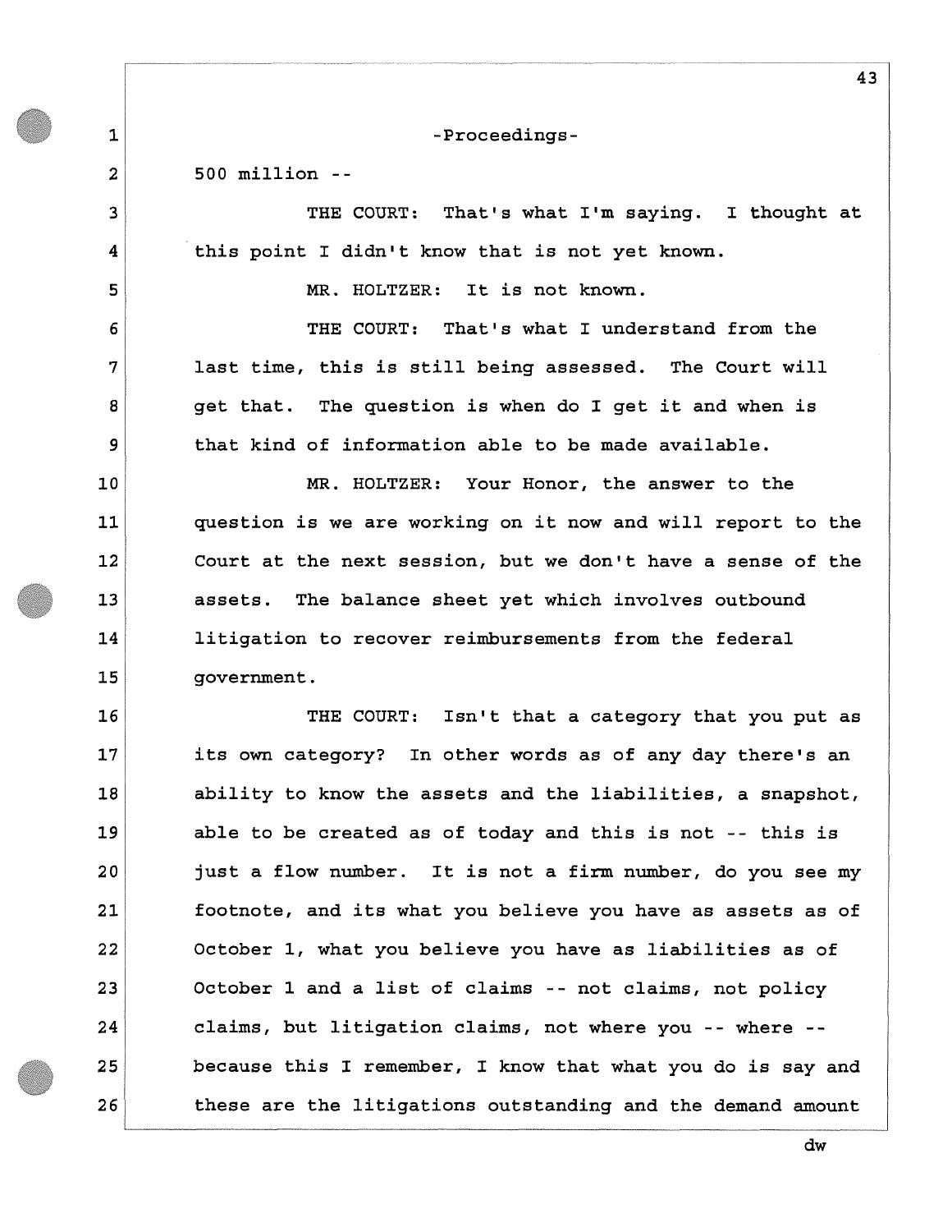-Proceedings-

500 million --

THE COURT: That's what I'm saying. I thought at this point I didn't know that is not yet known.

MR. HOLTZER: It is not known.

THE COURT: That's what I understand from the last time, this is still being assessed. The Court will get that. The question is when do I get it and when is that kind of information able to be made available.

MR. HOLTZER: Your Honor, the answer to the question is we are working on it now and will report to the Court at the next session, but we don't have a sense of the assets. The balance sheet yet which involves outbound litigation to recover reimbursements from the federal government.

THE COURT: Isn't that a category that you put as its own category? In other words as of any day there's an ability to know the assets and the liabilities, a snapshot, able to be created as of today and this is not -- this is just a flow number. It is not a firm number, do you see my footnote, and its what you believe you have as assets as of October 1, what you believe you have as liabilities as of October 1 and a list of claims -- not claims, not policy claims, but litigation claims, not where you -- where -- because this I remember, I know that what you do is say and these are the litigations outstanding and the demand amount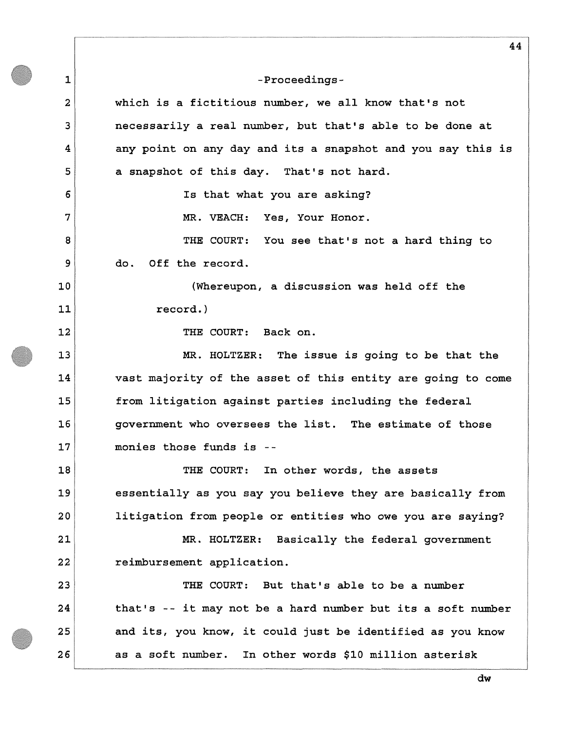-Proceedings-

which is a fictitious number, we all know that's not necessarily a real number, but that's able to be done at any point on any day and its a snapshot and you say this is a snapshot of this day. That's not hard.

Is that what you are asking?

MR. VEACH: Yes, Your Honor.

THE COURT: You see that's not a hard thing to do. Off the record.

(Whereupon, a discussion was held off the record.)

THE COURT: Back on.

MR. HOLTZER: The issue is going to be that the vast majority of the asset of this entity are going to come from litigation against parties including the federal government who oversees the list. The estimate of those monies those funds is --

THE COURT: In other words, the assets essentially as you say you believe they are basically from litigation from people or entities who owe you are saying?

MR. HOLTZER: Basically the federal government reimbursement application.

THE COURT: But that's able to be a number that's -- it may not be a hard number but its a soft number and its, you know, it could just be identified as you know as a soft number. In other words $10 million asterisk

dw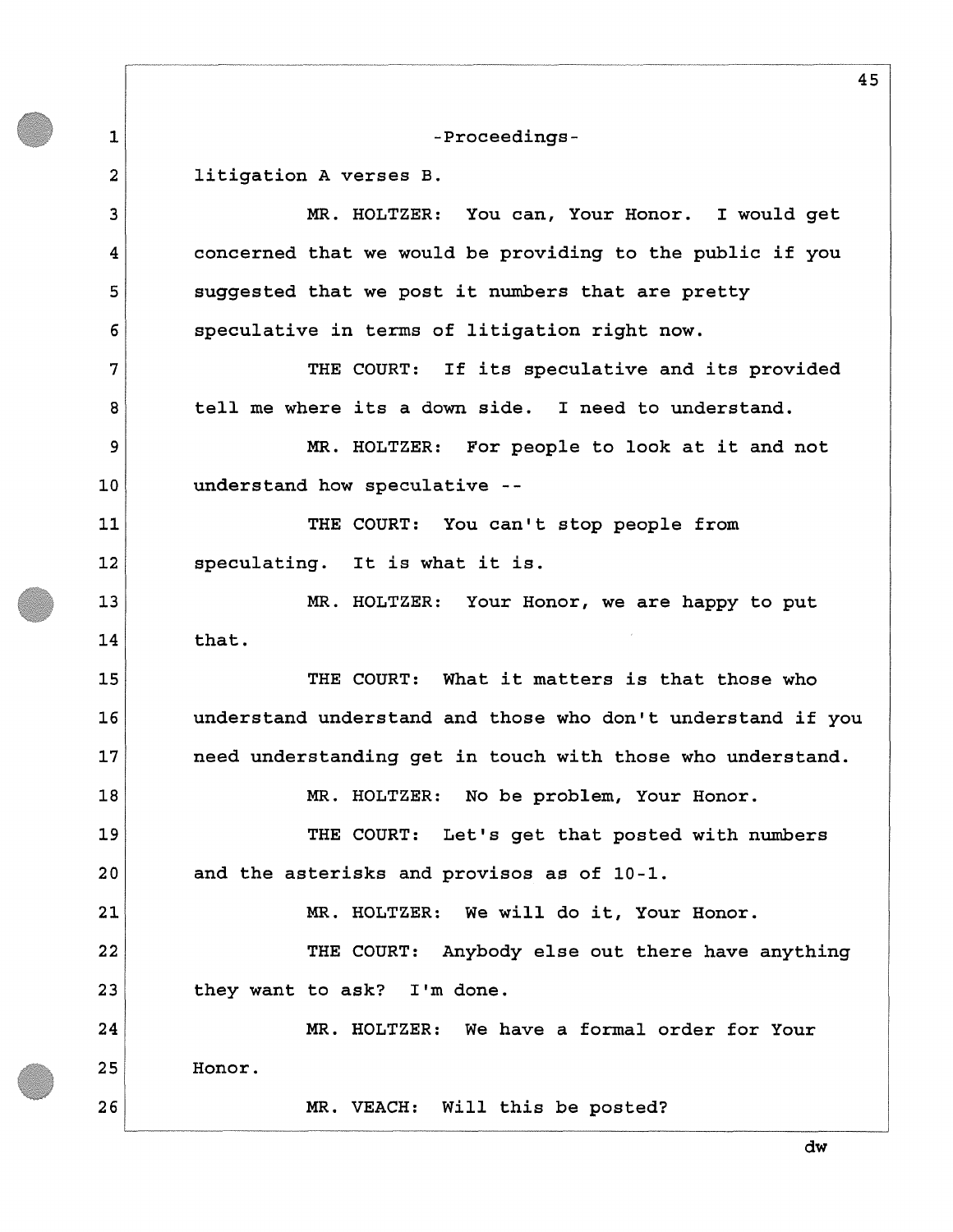-Proceedings-

litigation A verses B.

MR. HOLTZER: You can, Your Honor. I would get concerned that we would be providing to the public if you suggested that we post it numbers that are pretty speculative in terms of litigation right now.

THE COURT: If its speculative and its provided tell me where its a down side. I need to understand.

MR. HOLTZER: For people to look at it and not understand how speculative --

THE COURT: You can't stop people from speculating. It is what it is.

MR. HOLTZER: Your Honor, we are happy to put that.

THE COURT: What it matters is that those who understand understand and those who don't understand if you need understanding get in touch with those who understand.

MR. HOLTZER: No be problem, Your Honor.

THE COURT: Let's get that posted with numbers and the asterisks and provisos as of 10-1.

MR. HOLTZER: We will do it, Your Honor.

THE COURT: Anybody else out there have anything they want to ask? I'm done.

MR. HOLTZER: We have a formal order for Your Honor.

MR. VEACH: Will this be posted?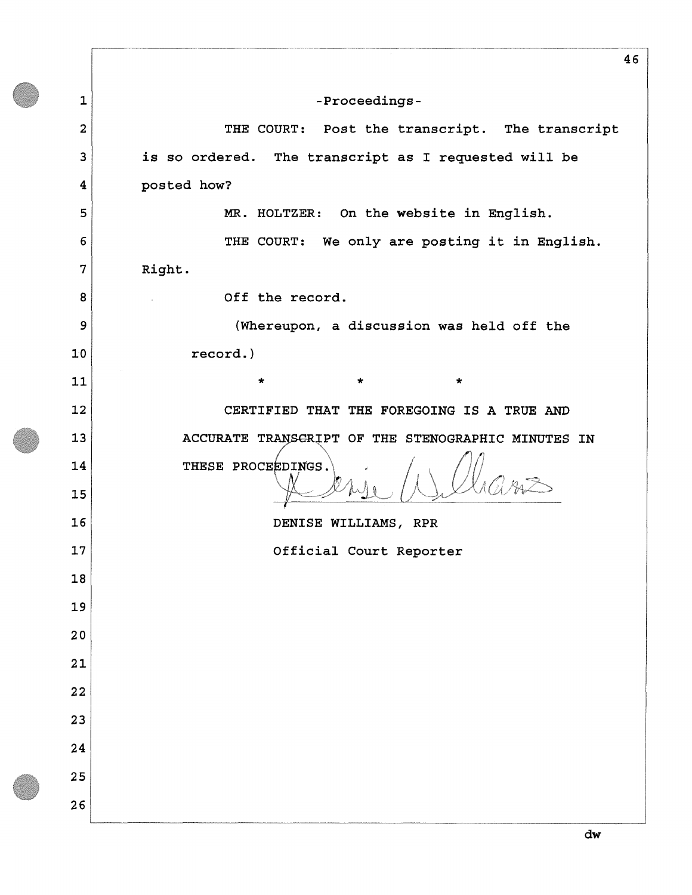-Proceedings-

THE COURT: Post the transcript. The transcript is so ordered. The transcript as I requested will be posted how?

MR. HOLTZER: On the website in English.

THE COURT: We only are posting it in English. Right.

Off the record.

(Whereupon, a discussion was held off the record.)

\* \* \*

CERTIFIED THAT THE FOREGOING IS A TRUE AND ACCURATE TRANSCRIPT OF THE STENOGRAPHIC MINUTES IN THESE PROCEEDINGS.

DENISE WILLIAMS, RPR

Official Court Reporter

dw